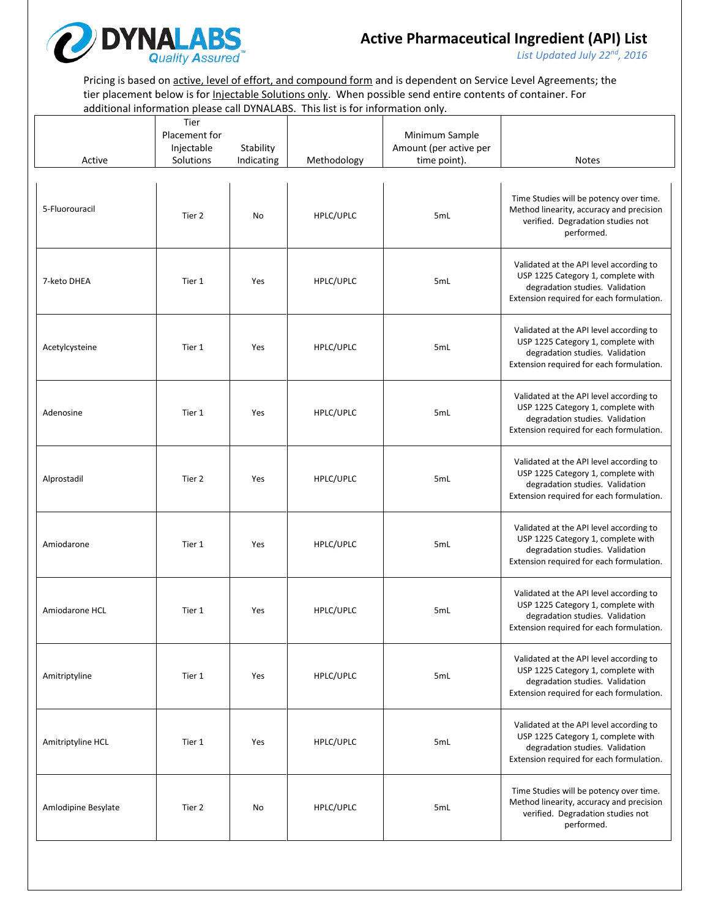DYNALABS
*Quality Assured*™

# Active Pharmaceutical Ingredient (API) List

*List Updated July 22nd, 2016*

Pricing is based on active, level of effort, and compound form and is dependent on Service Level Agreements; the tier placement below is for Injectable Solutions only. When possible send entire contents of container. For additional information please call DYNALABS. This list is for information only.

| Active | Tier Placement for Injectable Solutions | Stability Indicating | Methodology | Minimum Sample Amount (per active per time point). | Notes |
|---|---|---|---|---|---|
| 5-Fluorouracil | Tier 2 | No | HPLC/UPLC | 5mL | Time Studies will be potency over time. Method linearity, accuracy and precision verified. Degradation studies not performed. |
| 7-keto DHEA | Tier 1 | Yes | HPLC/UPLC | 5mL | Validated at the API level according to USP 1225 Category 1, complete with degradation studies. Validation Extension required for each formulation. |
| Acetylcysteine | Tier 1 | Yes | HPLC/UPLC | 5mL | Validated at the API level according to USP 1225 Category 1, complete with degradation studies. Validation Extension required for each formulation. |
| Adenosine | Tier 1 | Yes | HPLC/UPLC | 5mL | Validated at the API level according to USP 1225 Category 1, complete with degradation studies. Validation Extension required for each formulation. |
| Alprostadil | Tier 2 | Yes | HPLC/UPLC | 5mL | Validated at the API level according to USP 1225 Category 1, complete with degradation studies. Validation Extension required for each formulation. |
| Amiodarone | Tier 1 | Yes | HPLC/UPLC | 5mL | Validated at the API level according to USP 1225 Category 1, complete with degradation studies. Validation Extension required for each formulation. |
| Amiodarone HCL | Tier 1 | Yes | HPLC/UPLC | 5mL | Validated at the API level according to USP 1225 Category 1, complete with degradation studies. Validation Extension required for each formulation. |
| Amitriptyline | Tier 1 | Yes | HPLC/UPLC | 5mL | Validated at the API level according to USP 1225 Category 1, complete with degradation studies. Validation Extension required for each formulation. |
| Amitriptyline HCL | Tier 1 | Yes | HPLC/UPLC | 5mL | Validated at the API level according to USP 1225 Category 1, complete with degradation studies. Validation Extension required for each formulation. |
| Amlodipine Besylate | Tier 2 | No | HPLC/UPLC | 5mL | Time Studies will be potency over time. Method linearity, accuracy and precision verified. Degradation studies not performed. |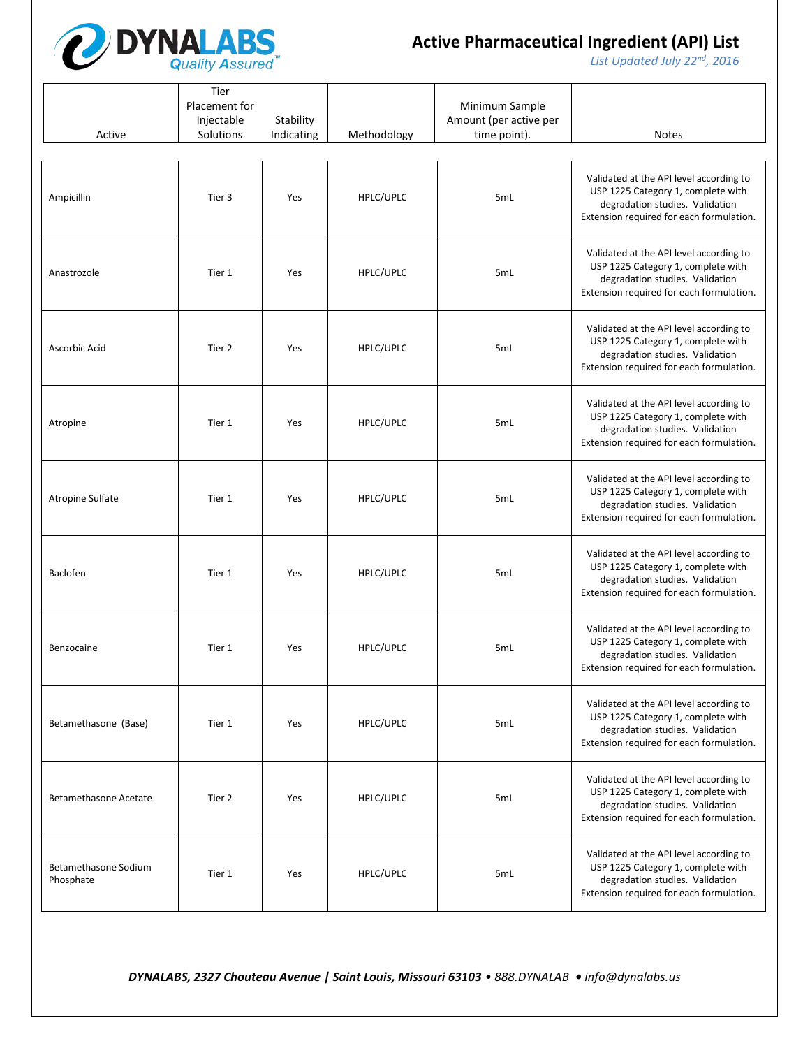# Active Pharmaceutical Ingredient (API) List

*List Updated July 22nd, 2016*

| Active | Tier Placement for Injectable Solutions | Stability Indicating | Methodology | Minimum Sample Amount (per active per time point). | Notes |
|---|---|---|---|---|---|
| Ampicillin | Tier 3 | Yes | HPLC/UPLC | 5mL | Validated at the API level according to USP 1225 Category 1, complete with degradation studies. Validation Extension required for each formulation. |
| Anastrozole | Tier 1 | Yes | HPLC/UPLC | 5mL | Validated at the API level according to USP 1225 Category 1, complete with degradation studies. Validation Extension required for each formulation. |
| Ascorbic Acid | Tier 2 | Yes | HPLC/UPLC | 5mL | Validated at the API level according to USP 1225 Category 1, complete with degradation studies. Validation Extension required for each formulation. |
| Atropine | Tier 1 | Yes | HPLC/UPLC | 5mL | Validated at the API level according to USP 1225 Category 1, complete with degradation studies. Validation Extension required for each formulation. |
| Atropine Sulfate | Tier 1 | Yes | HPLC/UPLC | 5mL | Validated at the API level according to USP 1225 Category 1, complete with degradation studies. Validation Extension required for each formulation. |
| Baclofen | Tier 1 | Yes | HPLC/UPLC | 5mL | Validated at the API level according to USP 1225 Category 1, complete with degradation studies. Validation Extension required for each formulation. |
| Benzocaine | Tier 1 | Yes | HPLC/UPLC | 5mL | Validated at the API level according to USP 1225 Category 1, complete with degradation studies. Validation Extension required for each formulation. |
| Betamethasone (Base) | Tier 1 | Yes | HPLC/UPLC | 5mL | Validated at the API level according to USP 1225 Category 1, complete with degradation studies. Validation Extension required for each formulation. |
| Betamethasone Acetate | Tier 2 | Yes | HPLC/UPLC | 5mL | Validated at the API level according to USP 1225 Category 1, complete with degradation studies. Validation Extension required for each formulation. |
| Betamethasone Sodium Phosphate | Tier 1 | Yes | HPLC/UPLC | 5mL | Validated at the API level according to USP 1225 Category 1, complete with degradation studies. Validation Extension required for each formulation. |

*DYNALABS, 2327 Chouteau Avenue | Saint Louis, Missouri 63103 • 888.DYNALAB • info@dynalabs.us*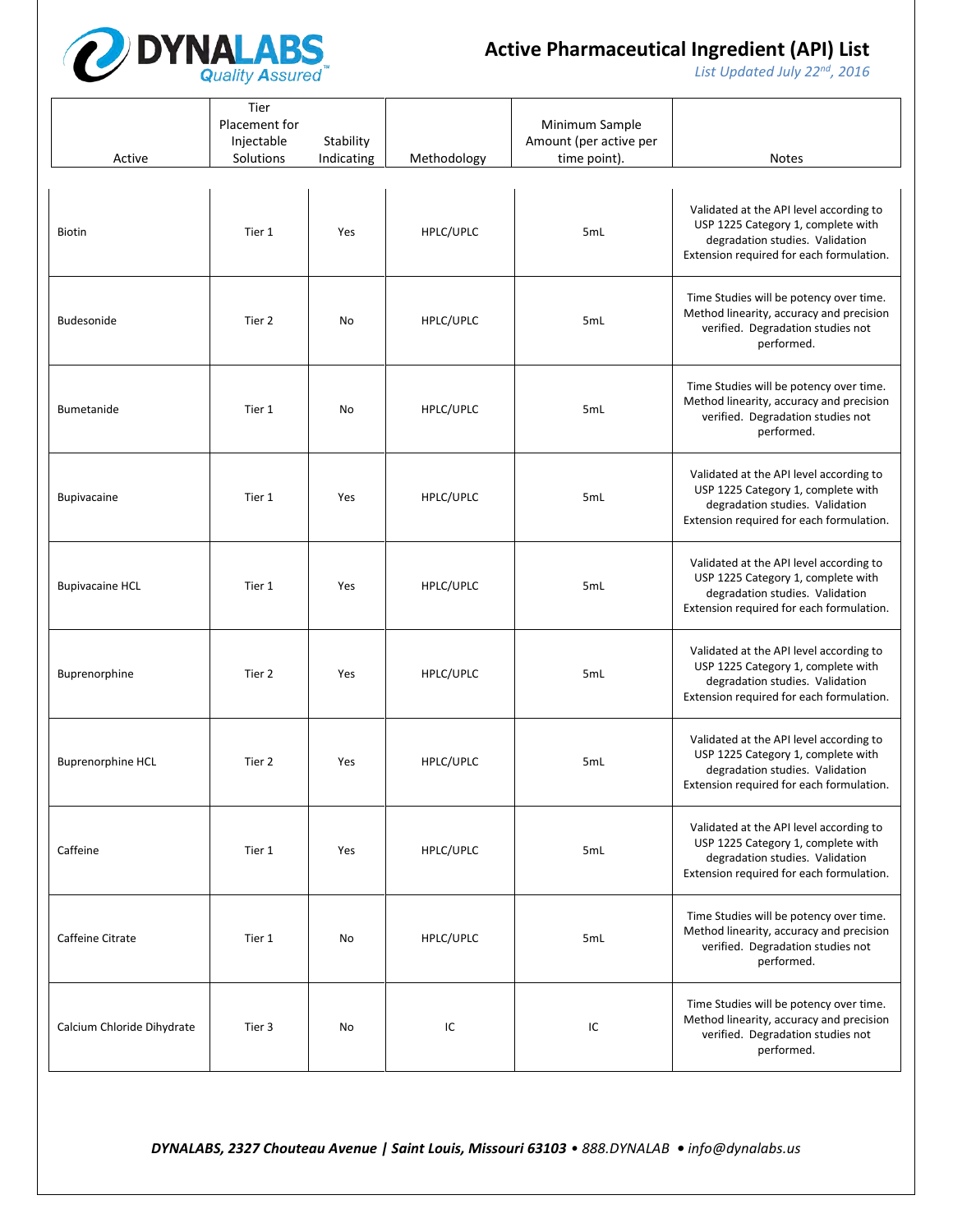# Active Pharmaceutical Ingredient (API) List

*List Updated July 22nd, 2016*

| Active | Tier Placement for Injectable Solutions | Stability Indicating | Methodology | Minimum Sample Amount (per active per time point). | Notes |
|---|---|---|---|---|---|
| Biotin | Tier 1 | Yes | HPLC/UPLC | 5mL | Validated at the API level according to USP 1225 Category 1, complete with degradation studies. Validation Extension required for each formulation. |
| Budesonide | Tier 2 | No | HPLC/UPLC | 5mL | Time Studies will be potency over time. Method linearity, accuracy and precision verified. Degradation studies not performed. |
| Bumetanide | Tier 1 | No | HPLC/UPLC | 5mL | Time Studies will be potency over time. Method linearity, accuracy and precision verified. Degradation studies not performed. |
| Bupivacaine | Tier 1 | Yes | HPLC/UPLC | 5mL | Validated at the API level according to USP 1225 Category 1, complete with degradation studies. Validation Extension required for each formulation. |
| Bupivacaine HCL | Tier 1 | Yes | HPLC/UPLC | 5mL | Validated at the API level according to USP 1225 Category 1, complete with degradation studies. Validation Extension required for each formulation. |
| Buprenorphine | Tier 2 | Yes | HPLC/UPLC | 5mL | Validated at the API level according to USP 1225 Category 1, complete with degradation studies. Validation Extension required for each formulation. |
| Buprenorphine HCL | Tier 2 | Yes | HPLC/UPLC | 5mL | Validated at the API level according to USP 1225 Category 1, complete with degradation studies. Validation Extension required for each formulation. |
| Caffeine | Tier 1 | Yes | HPLC/UPLC | 5mL | Validated at the API level according to USP 1225 Category 1, complete with degradation studies. Validation Extension required for each formulation. |
| Caffeine Citrate | Tier 1 | No | HPLC/UPLC | 5mL | Time Studies will be potency over time. Method linearity, accuracy and precision verified. Degradation studies not performed. |
| Calcium Chloride Dihydrate | Tier 3 | No | IC | IC | Time Studies will be potency over time. Method linearity, accuracy and precision verified. Degradation studies not performed. |

***DYNALABS, 2327 Chouteau Avenue | Saint Louis, Missouri 63103 • 888.DYNALAB • info@dynalabs.us***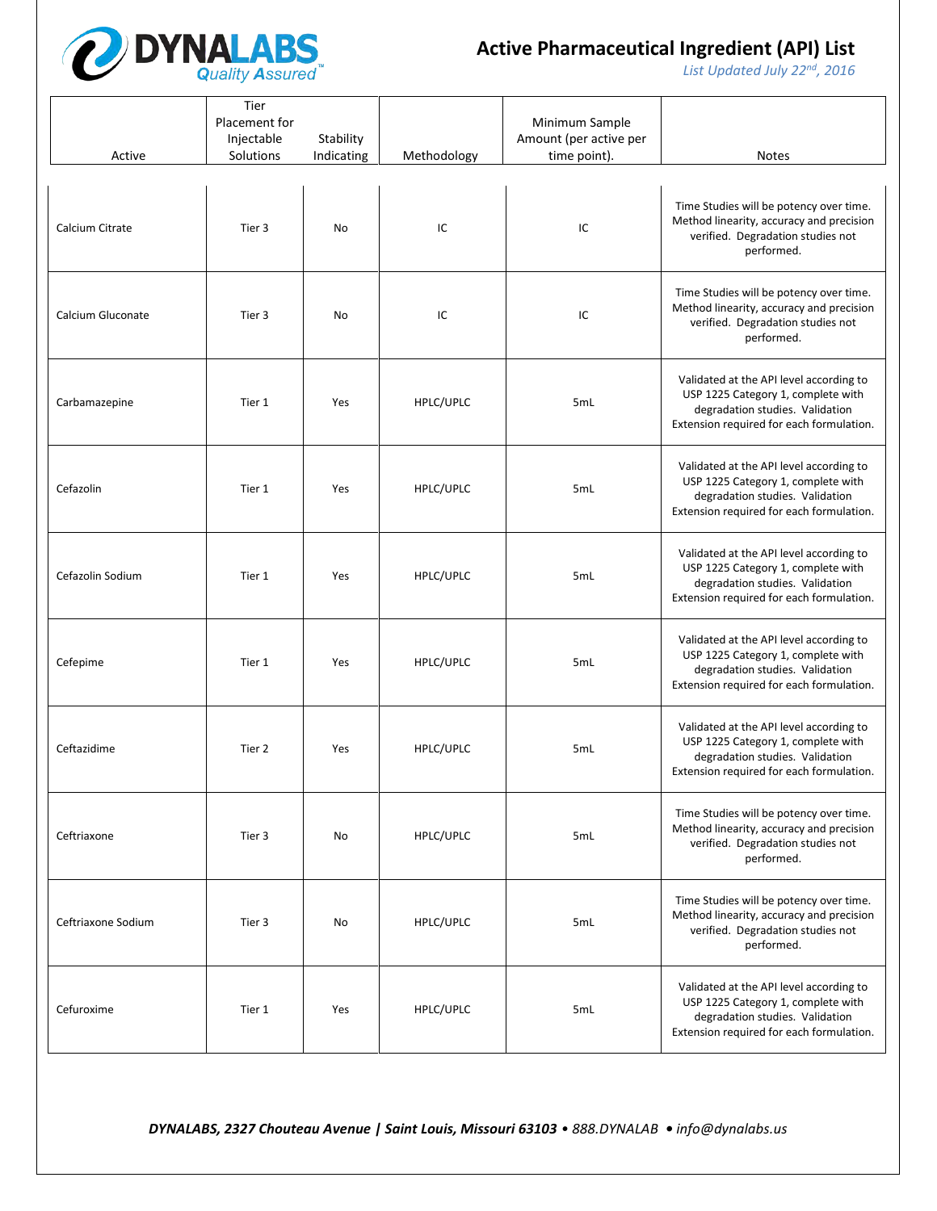# Active Pharmaceutical Ingredient (API) List

*List Updated July 22nd, 2016*

| Active | Tier Placement for Injectable Solutions | Stability Indicating | Methodology | Minimum Sample Amount (per active per time point). | Notes |
|---|---|---|---|---|---|
| Calcium Citrate | Tier 3 | No | IC | IC | Time Studies will be potency over time. Method linearity, accuracy and precision verified. Degradation studies not performed. |
| Calcium Gluconate | Tier 3 | No | IC | IC | Time Studies will be potency over time. Method linearity, accuracy and precision verified. Degradation studies not performed. |
| Carbamazepine | Tier 1 | Yes | HPLC/UPLC | 5mL | Validated at the API level according to USP 1225 Category 1, complete with degradation studies. Validation Extension required for each formulation. |
| Cefazolin | Tier 1 | Yes | HPLC/UPLC | 5mL | Validated at the API level according to USP 1225 Category 1, complete with degradation studies. Validation Extension required for each formulation. |
| Cefazolin Sodium | Tier 1 | Yes | HPLC/UPLC | 5mL | Validated at the API level according to USP 1225 Category 1, complete with degradation studies. Validation Extension required for each formulation. |
| Cefepime | Tier 1 | Yes | HPLC/UPLC | 5mL | Validated at the API level according to USP 1225 Category 1, complete with degradation studies. Validation Extension required for each formulation. |
| Ceftazidime | Tier 2 | Yes | HPLC/UPLC | 5mL | Validated at the API level according to USP 1225 Category 1, complete with degradation studies. Validation Extension required for each formulation. |
| Ceftriaxone | Tier 3 | No | HPLC/UPLC | 5mL | Time Studies will be potency over time. Method linearity, accuracy and precision verified. Degradation studies not performed. |
| Ceftriaxone Sodium | Tier 3 | No | HPLC/UPLC | 5mL | Time Studies will be potency over time. Method linearity, accuracy and precision verified. Degradation studies not performed. |
| Cefuroxime | Tier 1 | Yes | HPLC/UPLC | 5mL | Validated at the API level according to USP 1225 Category 1, complete with degradation studies. Validation Extension required for each formulation. |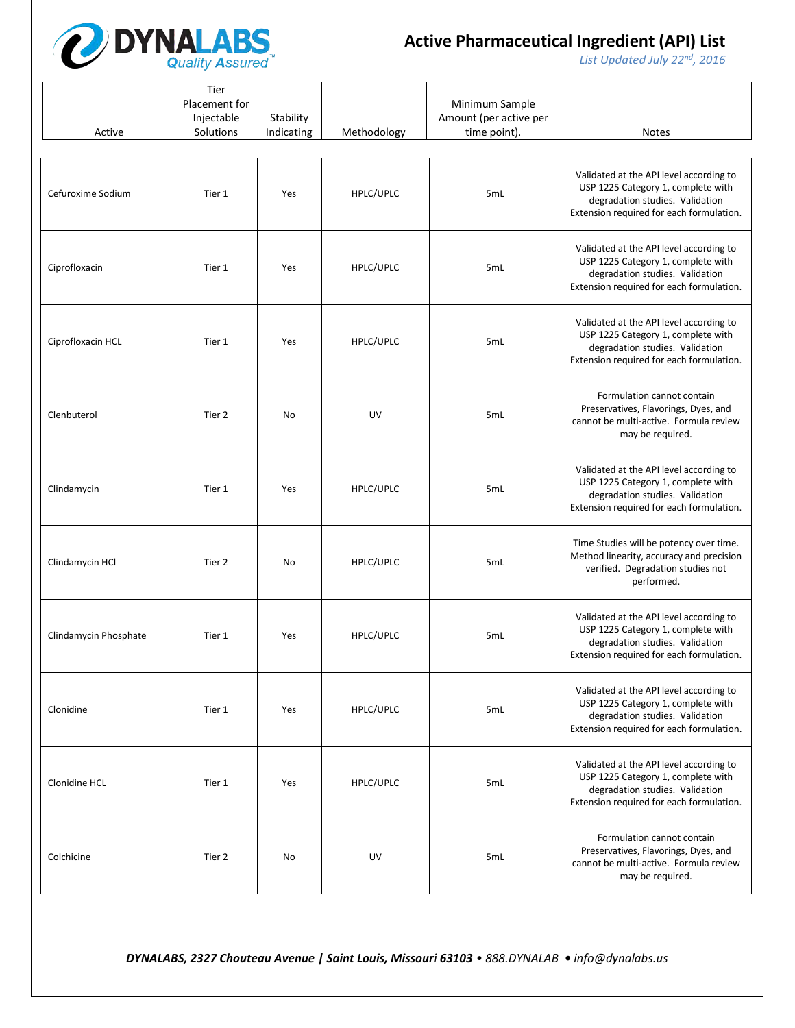# Active Pharmaceutical Ingredient (API) List

*List Updated July 22nd, 2016*

| Active | Tier Placement for Injectable Solutions | Stability Indicating | Methodology | Minimum Sample Amount (per active per time point). | Notes |
|---|---|---|---|---|---|
| Cefuroxime Sodium | Tier 1 | Yes | HPLC/UPLC | 5mL | Validated at the API level according to USP 1225 Category 1, complete with degradation studies. Validation Extension required for each formulation. |
| Ciprofloxacin | Tier 1 | Yes | HPLC/UPLC | 5mL | Validated at the API level according to USP 1225 Category 1, complete with degradation studies. Validation Extension required for each formulation. |
| Ciprofloxacin HCL | Tier 1 | Yes | HPLC/UPLC | 5mL | Validated at the API level according to USP 1225 Category 1, complete with degradation studies. Validation Extension required for each formulation. |
| Clenbuterol | Tier 2 | No | UV | 5mL | Formulation cannot contain Preservatives, Flavorings, Dyes, and cannot be multi-active. Formula review may be required. |
| Clindamycin | Tier 1 | Yes | HPLC/UPLC | 5mL | Validated at the API level according to USP 1225 Category 1, complete with degradation studies. Validation Extension required for each formulation. |
| Clindamycin HCl | Tier 2 | No | HPLC/UPLC | 5mL | Time Studies will be potency over time. Method linearity, accuracy and precision verified. Degradation studies not performed. |
| Clindamycin Phosphate | Tier 1 | Yes | HPLC/UPLC | 5mL | Validated at the API level according to USP 1225 Category 1, complete with degradation studies. Validation Extension required for each formulation. |
| Clonidine | Tier 1 | Yes | HPLC/UPLC | 5mL | Validated at the API level according to USP 1225 Category 1, complete with degradation studies. Validation Extension required for each formulation. |
| Clonidine HCL | Tier 1 | Yes | HPLC/UPLC | 5mL | Validated at the API level according to USP 1225 Category 1, complete with degradation studies. Validation Extension required for each formulation. |
| Colchicine | Tier 2 | No | UV | 5mL | Formulation cannot contain Preservatives, Flavorings, Dyes, and cannot be multi-active. Formula review may be required. |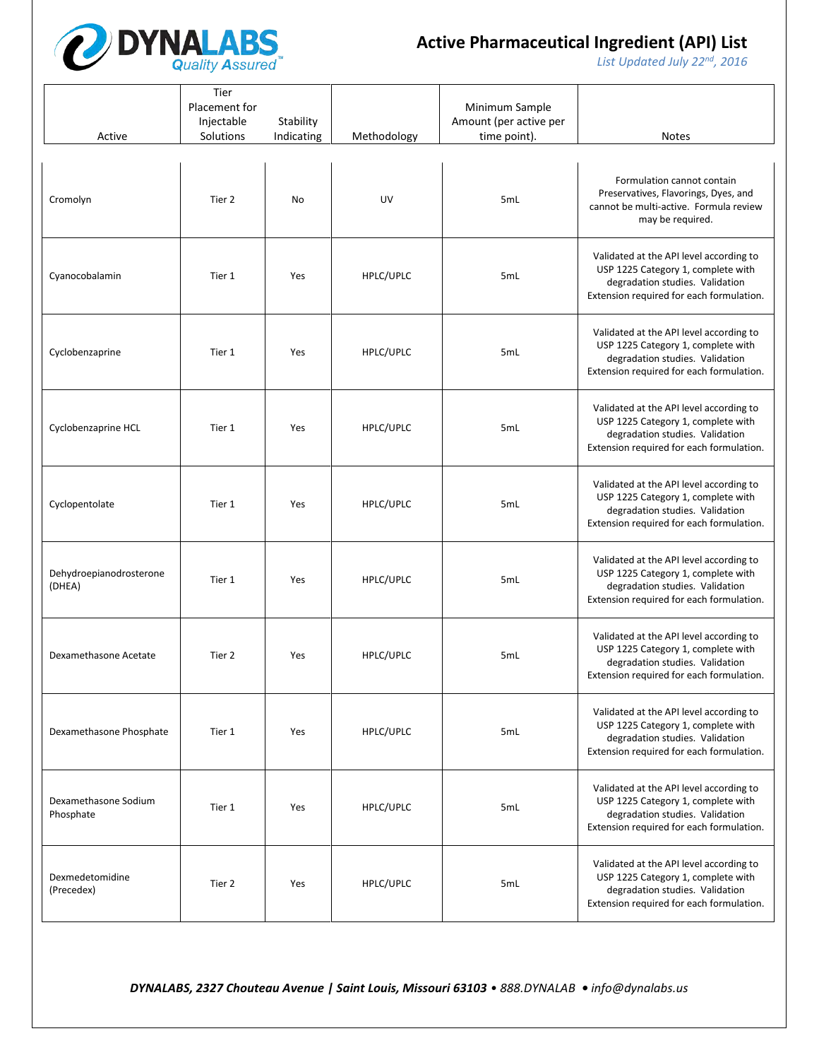# Active Pharmaceutical Ingredient (API) List

*List Updated July 22nd, 2016*

| Active | Tier Placement for Injectable Solutions | Stability Indicating | Methodology | Minimum Sample Amount (per active per time point). | Notes |
|---|---|---|---|---|---|
| Cromolyn | Tier 2 | No | UV | 5mL | Formulation cannot contain Preservatives, Flavorings, Dyes, and cannot be multi-active. Formula review may be required. |
| Cyanocobalamin | Tier 1 | Yes | HPLC/UPLC | 5mL | Validated at the API level according to USP 1225 Category 1, complete with degradation studies. Validation Extension required for each formulation. |
| Cyclobenzaprine | Tier 1 | Yes | HPLC/UPLC | 5mL | Validated at the API level according to USP 1225 Category 1, complete with degradation studies. Validation Extension required for each formulation. |
| Cyclobenzaprine HCL | Tier 1 | Yes | HPLC/UPLC | 5mL | Validated at the API level according to USP 1225 Category 1, complete with degradation studies. Validation Extension required for each formulation. |
| Cyclopentolate | Tier 1 | Yes | HPLC/UPLC | 5mL | Validated at the API level according to USP 1225 Category 1, complete with degradation studies. Validation Extension required for each formulation. |
| Dehydroepianodrosterone (DHEA) | Tier 1 | Yes | HPLC/UPLC | 5mL | Validated at the API level according to USP 1225 Category 1, complete with degradation studies. Validation Extension required for each formulation. |
| Dexamethasone Acetate | Tier 2 | Yes | HPLC/UPLC | 5mL | Validated at the API level according to USP 1225 Category 1, complete with degradation studies. Validation Extension required for each formulation. |
| Dexamethasone Phosphate | Tier 1 | Yes | HPLC/UPLC | 5mL | Validated at the API level according to USP 1225 Category 1, complete with degradation studies. Validation Extension required for each formulation. |
| Dexamethasone Sodium Phosphate | Tier 1 | Yes | HPLC/UPLC | 5mL | Validated at the API level according to USP 1225 Category 1, complete with degradation studies. Validation Extension required for each formulation. |
| Dexmedetomidine (Precedex) | Tier 2 | Yes | HPLC/UPLC | 5mL | Validated at the API level according to USP 1225 Category 1, complete with degradation studies. Validation Extension required for each formulation. |

***DYNALABS, 2327 Chouteau Avenue | Saint Louis, Missouri 63103** • 888.DYNALAB • info@dynalabs.us*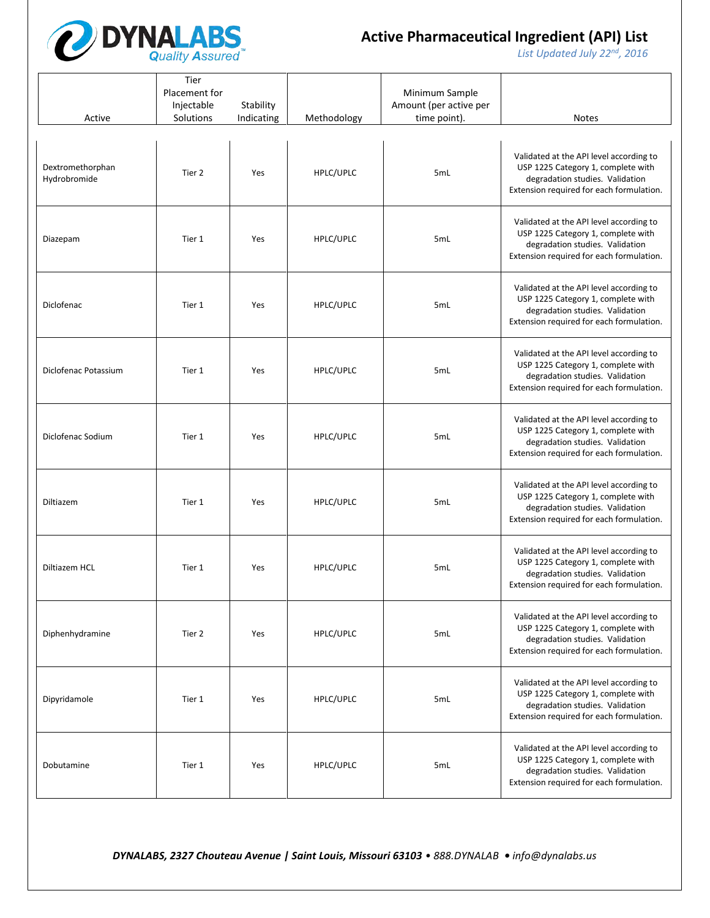# Active Pharmaceutical Ingredient (API) List

*List Updated July 22nd, 2016*

| Active | Tier Placement for Injectable Solutions | Stability Indicating | Methodology | Minimum Sample Amount (per active per time point). | Notes |
|---|---|---|---|---|---|
| Dextromethorphan Hydrobromide | Tier 2 | Yes | HPLC/UPLC | 5mL | Validated at the API level according to USP 1225 Category 1, complete with degradation studies. Validation Extension required for each formulation. |
| Diazepam | Tier 1 | Yes | HPLC/UPLC | 5mL | Validated at the API level according to USP 1225 Category 1, complete with degradation studies. Validation Extension required for each formulation. |
| Diclofenac | Tier 1 | Yes | HPLC/UPLC | 5mL | Validated at the API level according to USP 1225 Category 1, complete with degradation studies. Validation Extension required for each formulation. |
| Diclofenac Potassium | Tier 1 | Yes | HPLC/UPLC | 5mL | Validated at the API level according to USP 1225 Category 1, complete with degradation studies. Validation Extension required for each formulation. |
| Diclofenac Sodium | Tier 1 | Yes | HPLC/UPLC | 5mL | Validated at the API level according to USP 1225 Category 1, complete with degradation studies. Validation Extension required for each formulation. |
| Diltiazem | Tier 1 | Yes | HPLC/UPLC | 5mL | Validated at the API level according to USP 1225 Category 1, complete with degradation studies. Validation Extension required for each formulation. |
| Diltiazem HCL | Tier 1 | Yes | HPLC/UPLC | 5mL | Validated at the API level according to USP 1225 Category 1, complete with degradation studies. Validation Extension required for each formulation. |
| Diphenhydramine | Tier 2 | Yes | HPLC/UPLC | 5mL | Validated at the API level according to USP 1225 Category 1, complete with degradation studies. Validation Extension required for each formulation. |
| Dipyridamole | Tier 1 | Yes | HPLC/UPLC | 5mL | Validated at the API level according to USP 1225 Category 1, complete with degradation studies. Validation Extension required for each formulation. |
| Dobutamine | Tier 1 | Yes | HPLC/UPLC | 5mL | Validated at the API level according to USP 1225 Category 1, complete with degradation studies. Validation Extension required for each formulation. |

***DYNALABS, 2327 Chouteau Avenue | Saint Louis, Missouri 63103** • 888.DYNALAB • info@dynalabs.us*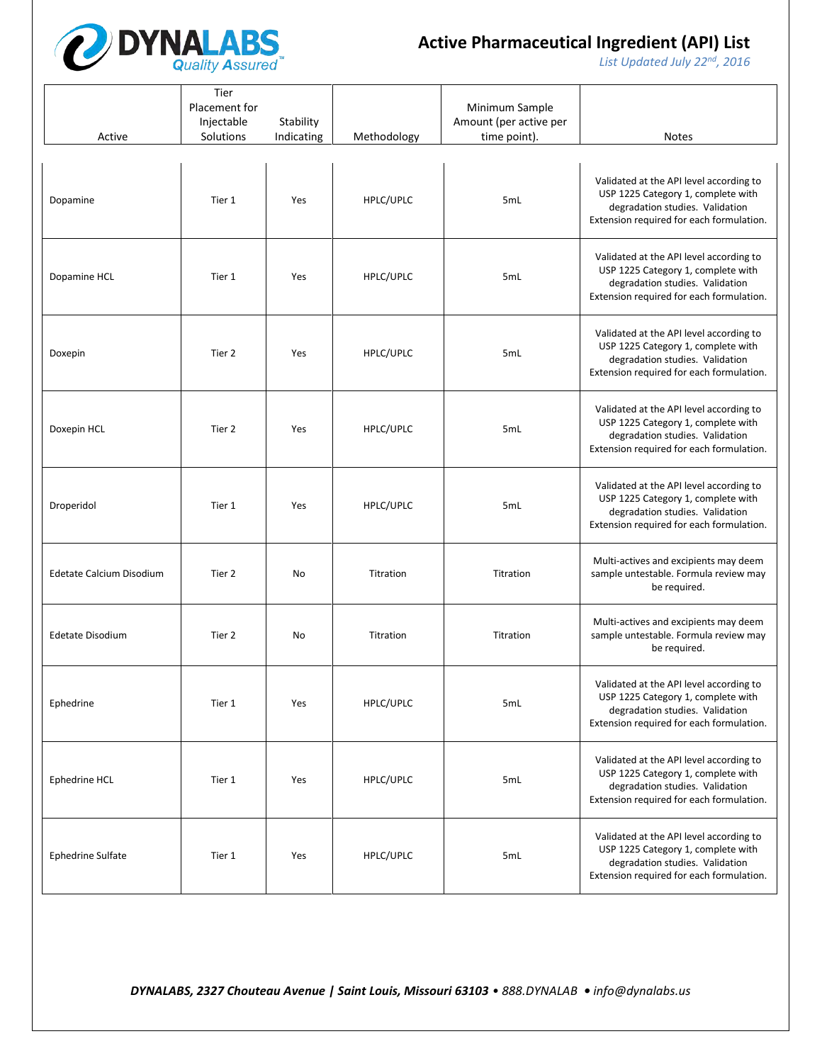# Active Pharmaceutical Ingredient (API) List

*List Updated July 22nd, 2016*

| Active | Tier Placement for Injectable Solutions | Stability Indicating | Methodology | Minimum Sample Amount (per active per time point). | Notes |
|---|---|---|---|---|---|
| Dopamine | Tier 1 | Yes | HPLC/UPLC | 5mL | Validated at the API level according to USP 1225 Category 1, complete with degradation studies. Validation Extension required for each formulation. |
| Dopamine HCL | Tier 1 | Yes | HPLC/UPLC | 5mL | Validated at the API level according to USP 1225 Category 1, complete with degradation studies. Validation Extension required for each formulation. |
| Doxepin | Tier 2 | Yes | HPLC/UPLC | 5mL | Validated at the API level according to USP 1225 Category 1, complete with degradation studies. Validation Extension required for each formulation. |
| Doxepin HCL | Tier 2 | Yes | HPLC/UPLC | 5mL | Validated at the API level according to USP 1225 Category 1, complete with degradation studies. Validation Extension required for each formulation. |
| Droperidol | Tier 1 | Yes | HPLC/UPLC | 5mL | Validated at the API level according to USP 1225 Category 1, complete with degradation studies. Validation Extension required for each formulation. |
| Edetate Calcium Disodium | Tier 2 | No | Titration | Titration | Multi-actives and excipients may deem sample untestable. Formula review may be required. |
| Edetate Disodium | Tier 2 | No | Titration | Titration | Multi-actives and excipients may deem sample untestable. Formula review may be required. |
| Ephedrine | Tier 1 | Yes | HPLC/UPLC | 5mL | Validated at the API level according to USP 1225 Category 1, complete with degradation studies. Validation Extension required for each formulation. |
| Ephedrine HCL | Tier 1 | Yes | HPLC/UPLC | 5mL | Validated at the API level according to USP 1225 Category 1, complete with degradation studies. Validation Extension required for each formulation. |
| Ephedrine Sulfate | Tier 1 | Yes | HPLC/UPLC | 5mL | Validated at the API level according to USP 1225 Category 1, complete with degradation studies. Validation Extension required for each formulation. |

***DYNALABS, 2327 Chouteau Avenue | Saint Louis, Missouri 63103** • 888.DYNALAB • info@dynalabs.us*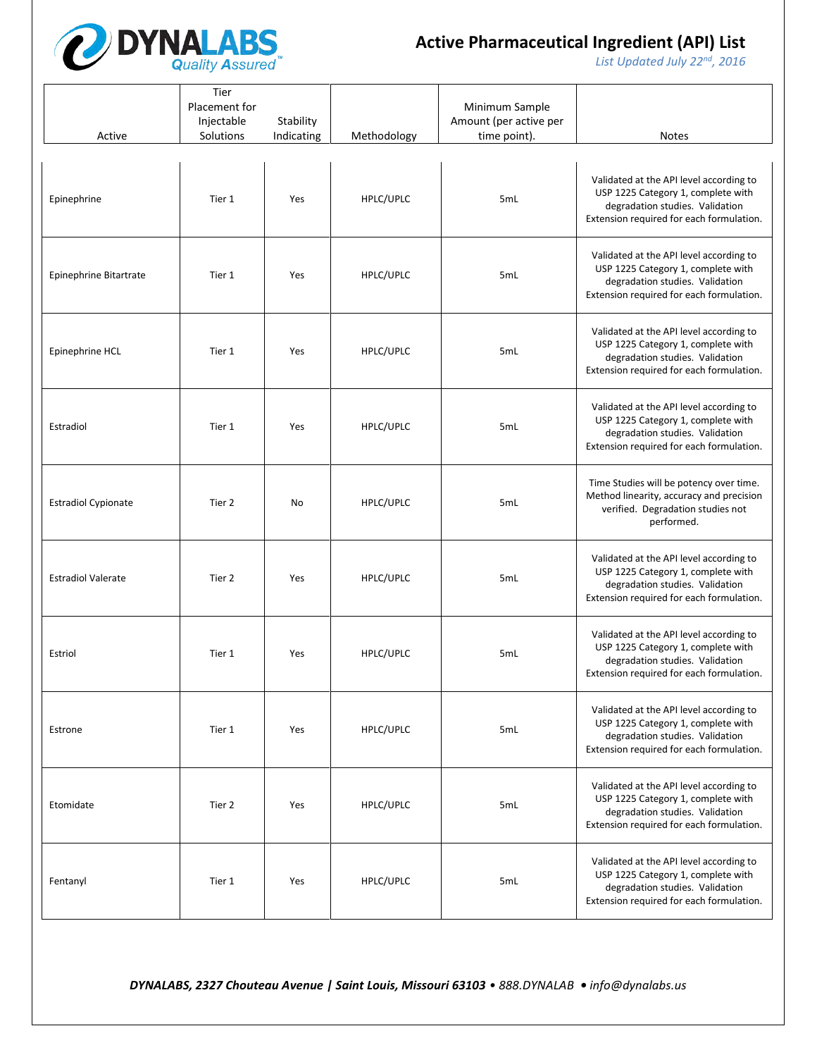# Active Pharmaceutical Ingredient (API) List

*List Updated July 22nd, 2016*

| Active | Tier Placement for Injectable Solutions | Stability Indicating | Methodology | Minimum Sample Amount (per active per time point). | Notes |
|---|---|---|---|---|---|
| Epinephrine | Tier 1 | Yes | HPLC/UPLC | 5mL | Validated at the API level according to USP 1225 Category 1, complete with degradation studies. Validation Extension required for each formulation. |
| Epinephrine Bitartrate | Tier 1 | Yes | HPLC/UPLC | 5mL | Validated at the API level according to USP 1225 Category 1, complete with degradation studies. Validation Extension required for each formulation. |
| Epinephrine HCL | Tier 1 | Yes | HPLC/UPLC | 5mL | Validated at the API level according to USP 1225 Category 1, complete with degradation studies. Validation Extension required for each formulation. |
| Estradiol | Tier 1 | Yes | HPLC/UPLC | 5mL | Validated at the API level according to USP 1225 Category 1, complete with degradation studies. Validation Extension required for each formulation. |
| Estradiol Cypionate | Tier 2 | No | HPLC/UPLC | 5mL | Time Studies will be potency over time. Method linearity, accuracy and precision verified. Degradation studies not performed. |
| Estradiol Valerate | Tier 2 | Yes | HPLC/UPLC | 5mL | Validated at the API level according to USP 1225 Category 1, complete with degradation studies. Validation Extension required for each formulation. |
| Estriol | Tier 1 | Yes | HPLC/UPLC | 5mL | Validated at the API level according to USP 1225 Category 1, complete with degradation studies. Validation Extension required for each formulation. |
| Estrone | Tier 1 | Yes | HPLC/UPLC | 5mL | Validated at the API level according to USP 1225 Category 1, complete with degradation studies. Validation Extension required for each formulation. |
| Etomidate | Tier 2 | Yes | HPLC/UPLC | 5mL | Validated at the API level according to USP 1225 Category 1, complete with degradation studies. Validation Extension required for each formulation. |
| Fentanyl | Tier 1 | Yes | HPLC/UPLC | 5mL | Validated at the API level according to USP 1225 Category 1, complete with degradation studies. Validation Extension required for each formulation. |

***DYNALABS, 2327 Chouteau Avenue | Saint Louis, Missouri 63103** • 888.DYNALAB • info@dynalabs.us*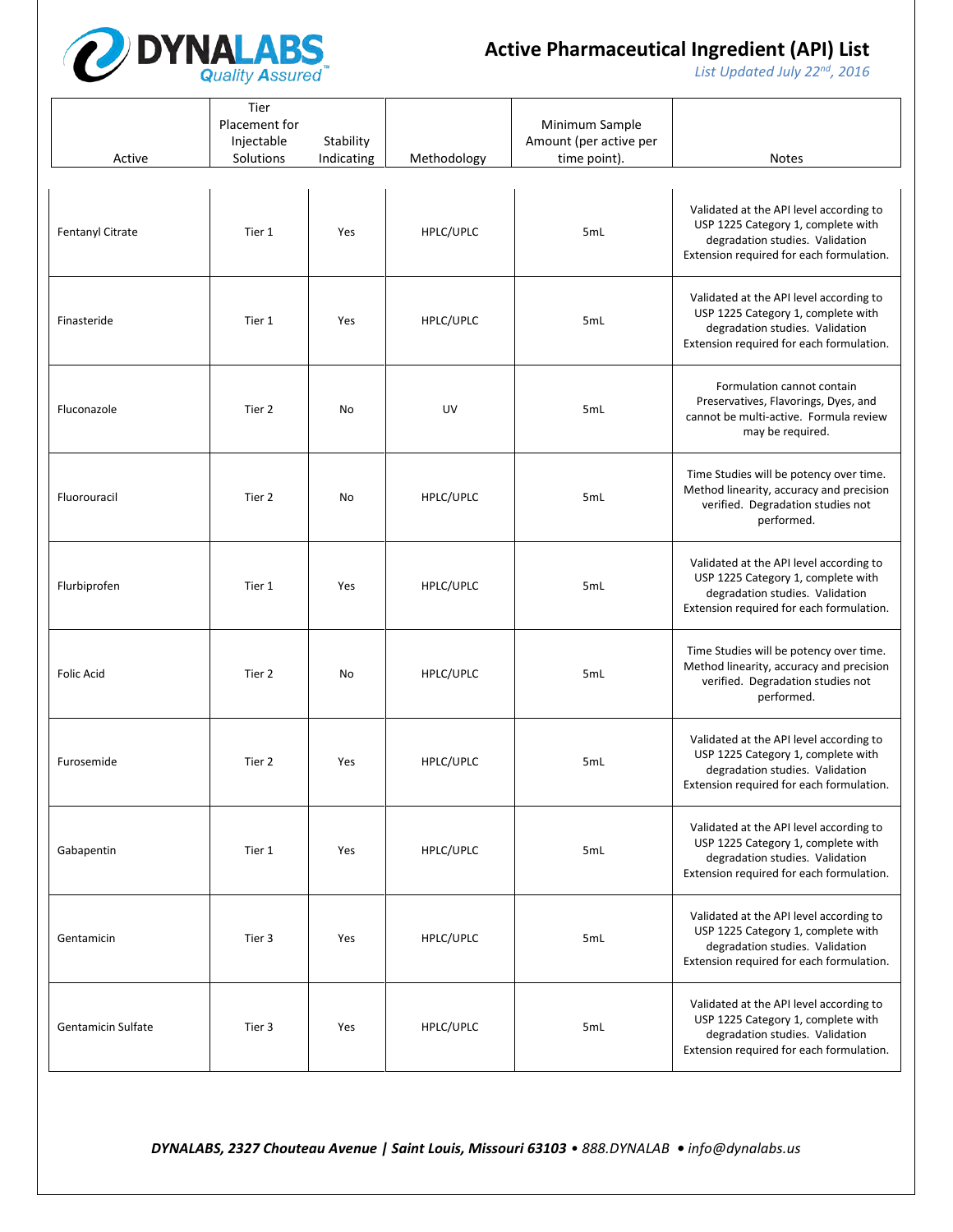# Active Pharmaceutical Ingredient (API) List

*List Updated July 22nd, 2016*

| Active | Tier Placement for Injectable Solutions | Stability Indicating | Methodology | Minimum Sample Amount (per active per time point). | Notes |
|---|---|---|---|---|---|
| Fentanyl Citrate | Tier 1 | Yes | HPLC/UPLC | 5mL | Validated at the API level according to USP 1225 Category 1, complete with degradation studies. Validation Extension required for each formulation. |
| Finasteride | Tier 1 | Yes | HPLC/UPLC | 5mL | Validated at the API level according to USP 1225 Category 1, complete with degradation studies. Validation Extension required for each formulation. |
| Fluconazole | Tier 2 | No | UV | 5mL | Formulation cannot contain Preservatives, Flavorings, Dyes, and cannot be multi-active. Formula review may be required. |
| Fluorouracil | Tier 2 | No | HPLC/UPLC | 5mL | Time Studies will be potency over time. Method linearity, accuracy and precision verified. Degradation studies not performed. |
| Flurbiprofen | Tier 1 | Yes | HPLC/UPLC | 5mL | Validated at the API level according to USP 1225 Category 1, complete with degradation studies. Validation Extension required for each formulation. |
| Folic Acid | Tier 2 | No | HPLC/UPLC | 5mL | Time Studies will be potency over time. Method linearity, accuracy and precision verified. Degradation studies not performed. |
| Furosemide | Tier 2 | Yes | HPLC/UPLC | 5mL | Validated at the API level according to USP 1225 Category 1, complete with degradation studies. Validation Extension required for each formulation. |
| Gabapentin | Tier 1 | Yes | HPLC/UPLC | 5mL | Validated at the API level according to USP 1225 Category 1, complete with degradation studies. Validation Extension required for each formulation. |
| Gentamicin | Tier 3 | Yes | HPLC/UPLC | 5mL | Validated at the API level according to USP 1225 Category 1, complete with degradation studies. Validation Extension required for each formulation. |
| Gentamicin Sulfate | Tier 3 | Yes | HPLC/UPLC | 5mL | Validated at the API level according to USP 1225 Category 1, complete with degradation studies. Validation Extension required for each formulation. |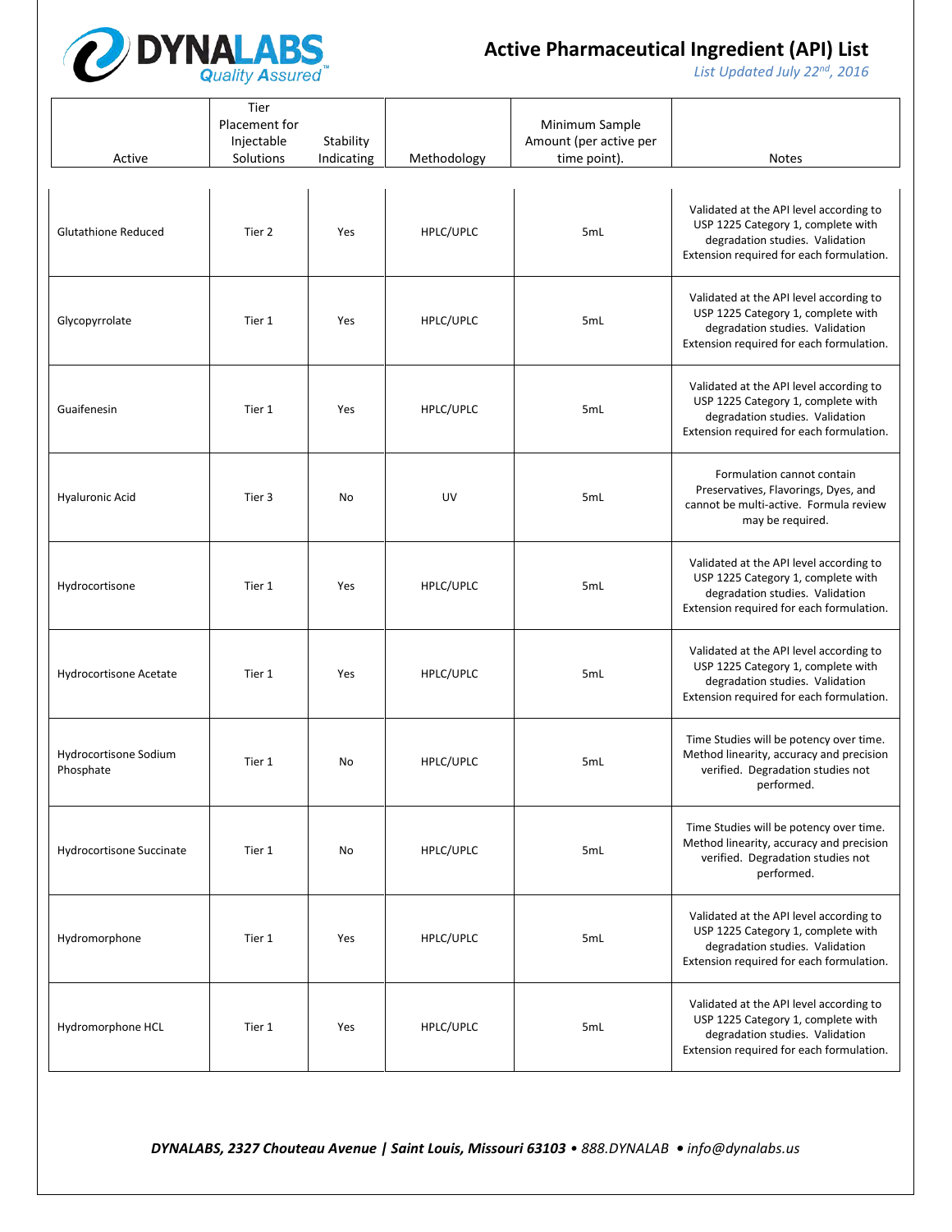# Active Pharmaceutical Ingredient (API) List

*List Updated July 22nd, 2016*

| Active | Tier Placement for Injectable Solutions | Stability Indicating | Methodology | Minimum Sample Amount (per active per time point). | Notes |
|---|---|---|---|---|---|
| Glutathione Reduced | Tier 2 | Yes | HPLC/UPLC | 5mL | Validated at the API level according to USP 1225 Category 1, complete with degradation studies. Validation Extension required for each formulation. |
| Glycopyrrolate | Tier 1 | Yes | HPLC/UPLC | 5mL | Validated at the API level according to USP 1225 Category 1, complete with degradation studies. Validation Extension required for each formulation. |
| Guaifenesin | Tier 1 | Yes | HPLC/UPLC | 5mL | Validated at the API level according to USP 1225 Category 1, complete with degradation studies. Validation Extension required for each formulation. |
| Hyaluronic Acid | Tier 3 | No | UV | 5mL | Formulation cannot contain Preservatives, Flavorings, Dyes, and cannot be multi-active. Formula review may be required. |
| Hydrocortisone | Tier 1 | Yes | HPLC/UPLC | 5mL | Validated at the API level according to USP 1225 Category 1, complete with degradation studies. Validation Extension required for each formulation. |
| Hydrocortisone Acetate | Tier 1 | Yes | HPLC/UPLC | 5mL | Validated at the API level according to USP 1225 Category 1, complete with degradation studies. Validation Extension required for each formulation. |
| Hydrocortisone Sodium Phosphate | Tier 1 | No | HPLC/UPLC | 5mL | Time Studies will be potency over time. Method linearity, accuracy and precision verified. Degradation studies not performed. |
| Hydrocortisone Succinate | Tier 1 | No | HPLC/UPLC | 5mL | Time Studies will be potency over time. Method linearity, accuracy and precision verified. Degradation studies not performed. |
| Hydromorphone | Tier 1 | Yes | HPLC/UPLC | 5mL | Validated at the API level according to USP 1225 Category 1, complete with degradation studies. Validation Extension required for each formulation. |
| Hydromorphone HCL | Tier 1 | Yes | HPLC/UPLC | 5mL | Validated at the API level according to USP 1225 Category 1, complete with degradation studies. Validation Extension required for each formulation. |

*DYNALABS, 2327 Chouteau Avenue | Saint Louis, Missouri 63103 • 888.DYNALAB • info@dynalabs.us*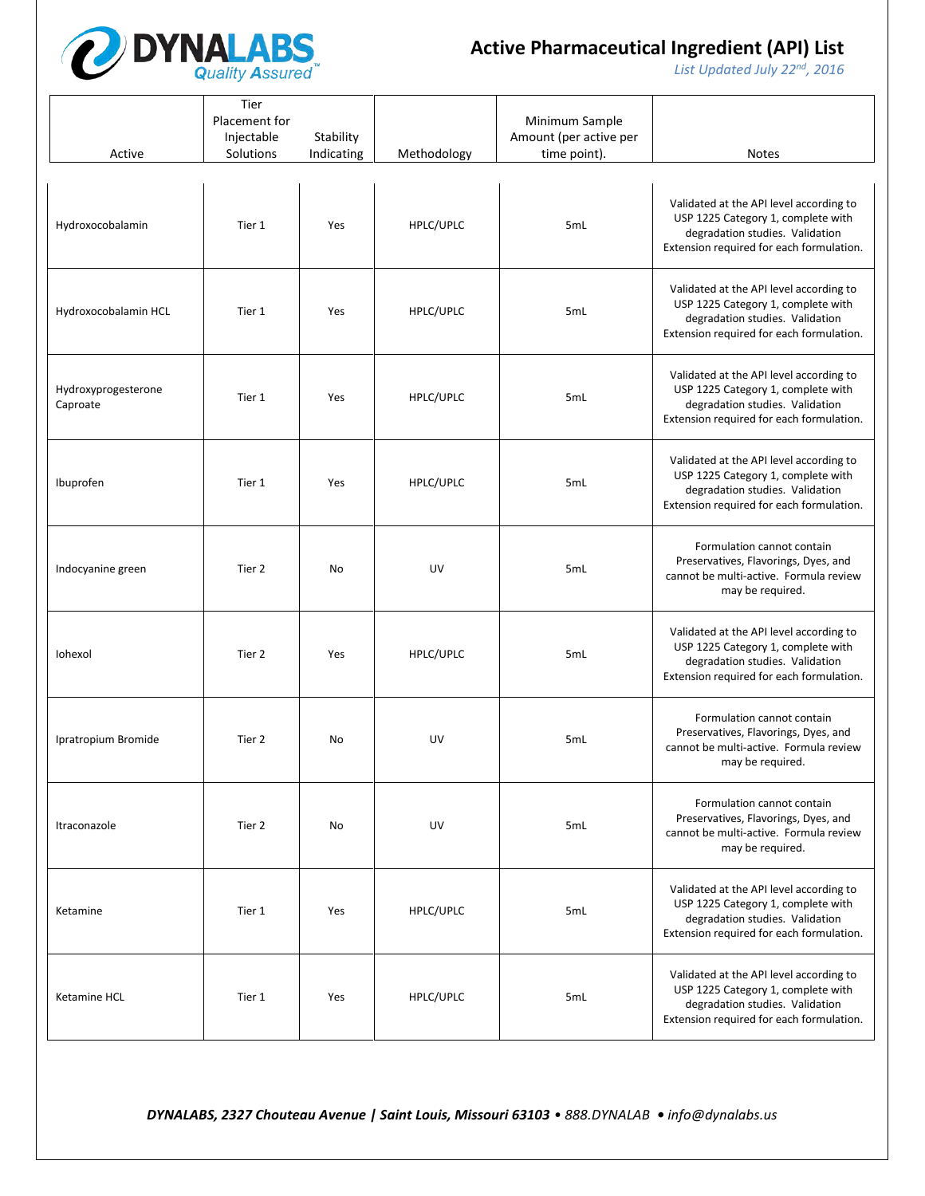# Active Pharmaceutical Ingredient (API) List

*List Updated July 22nd, 2016*

| Active | Tier Placement for Injectable Solutions | Stability Indicating | Methodology | Minimum Sample Amount (per active per time point). | Notes |
|---|---|---|---|---|---|
| Hydroxocobalamin | Tier 1 | Yes | HPLC/UPLC | 5mL | Validated at the API level according to USP 1225 Category 1, complete with degradation studies. Validation Extension required for each formulation. |
| Hydroxocobalamin HCL | Tier 1 | Yes | HPLC/UPLC | 5mL | Validated at the API level according to USP 1225 Category 1, complete with degradation studies. Validation Extension required for each formulation. |
| Hydroxyprogesterone Caproate | Tier 1 | Yes | HPLC/UPLC | 5mL | Validated at the API level according to USP 1225 Category 1, complete with degradation studies. Validation Extension required for each formulation. |
| Ibuprofen | Tier 1 | Yes | HPLC/UPLC | 5mL | Validated at the API level according to USP 1225 Category 1, complete with degradation studies. Validation Extension required for each formulation. |
| Indocyanine green | Tier 2 | No | UV | 5mL | Formulation cannot contain Preservatives, Flavorings, Dyes, and cannot be multi-active. Formula review may be required. |
| Iohexol | Tier 2 | Yes | HPLC/UPLC | 5mL | Validated at the API level according to USP 1225 Category 1, complete with degradation studies. Validation Extension required for each formulation. |
| Ipratropium Bromide | Tier 2 | No | UV | 5mL | Formulation cannot contain Preservatives, Flavorings, Dyes, and cannot be multi-active. Formula review may be required. |
| Itraconazole | Tier 2 | No | UV | 5mL | Formulation cannot contain Preservatives, Flavorings, Dyes, and cannot be multi-active. Formula review may be required. |
| Ketamine | Tier 1 | Yes | HPLC/UPLC | 5mL | Validated at the API level according to USP 1225 Category 1, complete with degradation studies. Validation Extension required for each formulation. |
| Ketamine HCL | Tier 1 | Yes | HPLC/UPLC | 5mL | Validated at the API level according to USP 1225 Category 1, complete with degradation studies. Validation Extension required for each formulation. |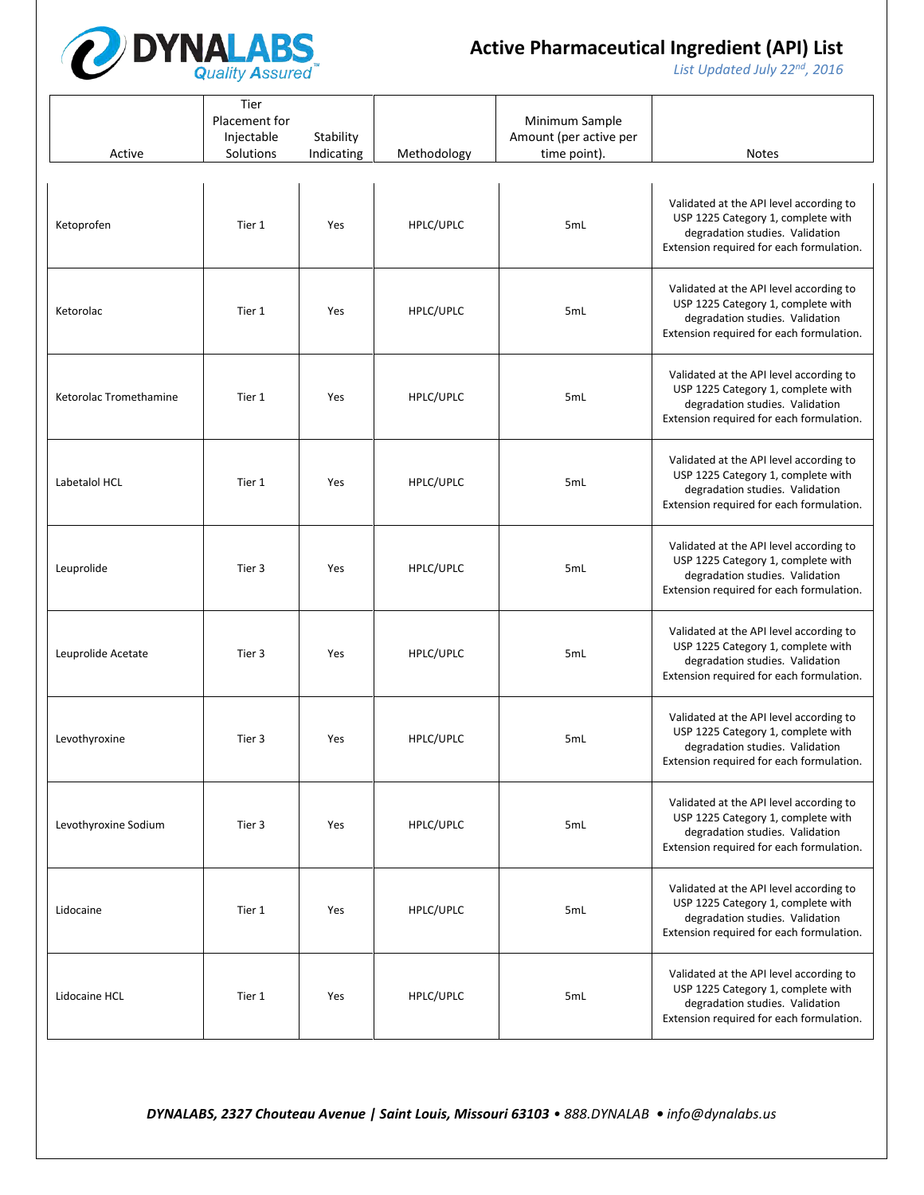# Active Pharmaceutical Ingredient (API) List

*List Updated July 22nd, 2016*

| Active | Tier Placement for Injectable Solutions | Stability Indicating | Methodology | Minimum Sample Amount (per active per time point). | Notes |
|---|---|---|---|---|---|
| Ketoprofen | Tier 1 | Yes | HPLC/UPLC | 5mL | Validated at the API level according to USP 1225 Category 1, complete with degradation studies. Validation Extension required for each formulation. |
| Ketorolac | Tier 1 | Yes | HPLC/UPLC | 5mL | Validated at the API level according to USP 1225 Category 1, complete with degradation studies. Validation Extension required for each formulation. |
| Ketorolac Tromethamine | Tier 1 | Yes | HPLC/UPLC | 5mL | Validated at the API level according to USP 1225 Category 1, complete with degradation studies. Validation Extension required for each formulation. |
| Labetalol HCL | Tier 1 | Yes | HPLC/UPLC | 5mL | Validated at the API level according to USP 1225 Category 1, complete with degradation studies. Validation Extension required for each formulation. |
| Leuprolide | Tier 3 | Yes | HPLC/UPLC | 5mL | Validated at the API level according to USP 1225 Category 1, complete with degradation studies. Validation Extension required for each formulation. |
| Leuprolide Acetate | Tier 3 | Yes | HPLC/UPLC | 5mL | Validated at the API level according to USP 1225 Category 1, complete with degradation studies. Validation Extension required for each formulation. |
| Levothyroxine | Tier 3 | Yes | HPLC/UPLC | 5mL | Validated at the API level according to USP 1225 Category 1, complete with degradation studies. Validation Extension required for each formulation. |
| Levothyroxine Sodium | Tier 3 | Yes | HPLC/UPLC | 5mL | Validated at the API level according to USP 1225 Category 1, complete with degradation studies. Validation Extension required for each formulation. |
| Lidocaine | Tier 1 | Yes | HPLC/UPLC | 5mL | Validated at the API level according to USP 1225 Category 1, complete with degradation studies. Validation Extension required for each formulation. |
| Lidocaine HCL | Tier 1 | Yes | HPLC/UPLC | 5mL | Validated at the API level according to USP 1225 Category 1, complete with degradation studies. Validation Extension required for each formulation. |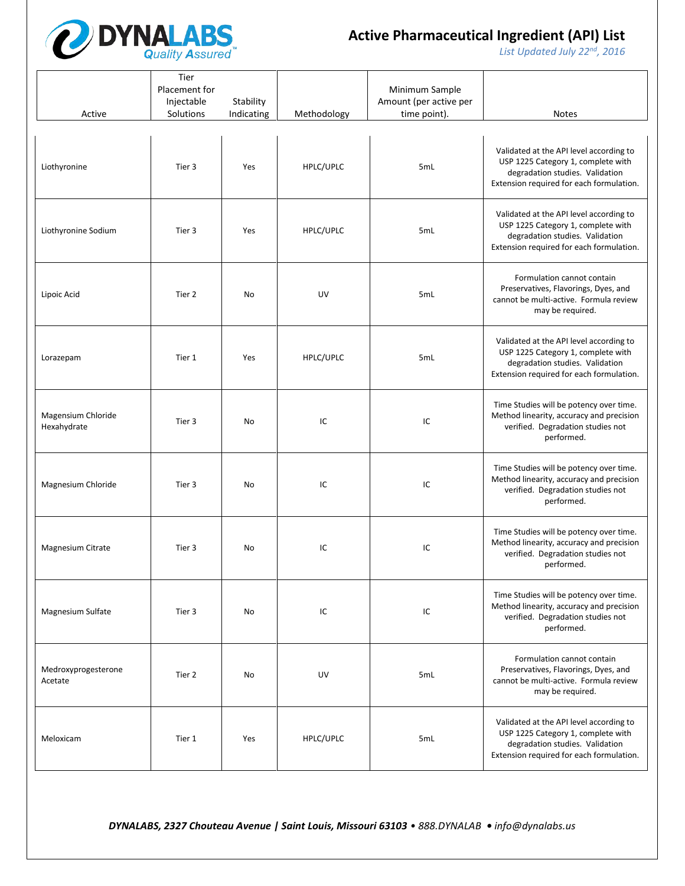# Active Pharmaceutical Ingredient (API) List

*List Updated July 22nd, 2016*

| Active | Tier Placement for Injectable Solutions | Stability Indicating | Methodology | Minimum Sample Amount (per active per time point). | Notes |
|---|---|---|---|---|---|
| Liothyronine | Tier 3 | Yes | HPLC/UPLC | 5mL | Validated at the API level according to USP 1225 Category 1, complete with degradation studies. Validation Extension required for each formulation. |
| Liothyronine Sodium | Tier 3 | Yes | HPLC/UPLC | 5mL | Validated at the API level according to USP 1225 Category 1, complete with degradation studies. Validation Extension required for each formulation. |
| Lipoic Acid | Tier 2 | No | UV | 5mL | Formulation cannot contain Preservatives, Flavorings, Dyes, and cannot be multi-active. Formula review may be required. |
| Lorazepam | Tier 1 | Yes | HPLC/UPLC | 5mL | Validated at the API level according to USP 1225 Category 1, complete with degradation studies. Validation Extension required for each formulation. |
| Magensium Chloride Hexahydrate | Tier 3 | No | IC | IC | Time Studies will be potency over time. Method linearity, accuracy and precision verified. Degradation studies not performed. |
| Magnesium Chloride | Tier 3 | No | IC | IC | Time Studies will be potency over time. Method linearity, accuracy and precision verified. Degradation studies not performed. |
| Magnesium Citrate | Tier 3 | No | IC | IC | Time Studies will be potency over time. Method linearity, accuracy and precision verified. Degradation studies not performed. |
| Magnesium Sulfate | Tier 3 | No | IC | IC | Time Studies will be potency over time. Method linearity, accuracy and precision verified. Degradation studies not performed. |
| Medroxyprogesterone Acetate | Tier 2 | No | UV | 5mL | Formulation cannot contain Preservatives, Flavorings, Dyes, and cannot be multi-active. Formula review may be required. |
| Meloxicam | Tier 1 | Yes | HPLC/UPLC | 5mL | Validated at the API level according to USP 1225 Category 1, complete with degradation studies. Validation Extension required for each formulation. |

***DYNALABS, 2327 Chouteau Avenue | Saint Louis, Missouri 63103** • 888.DYNALAB • info@dynalabs.us*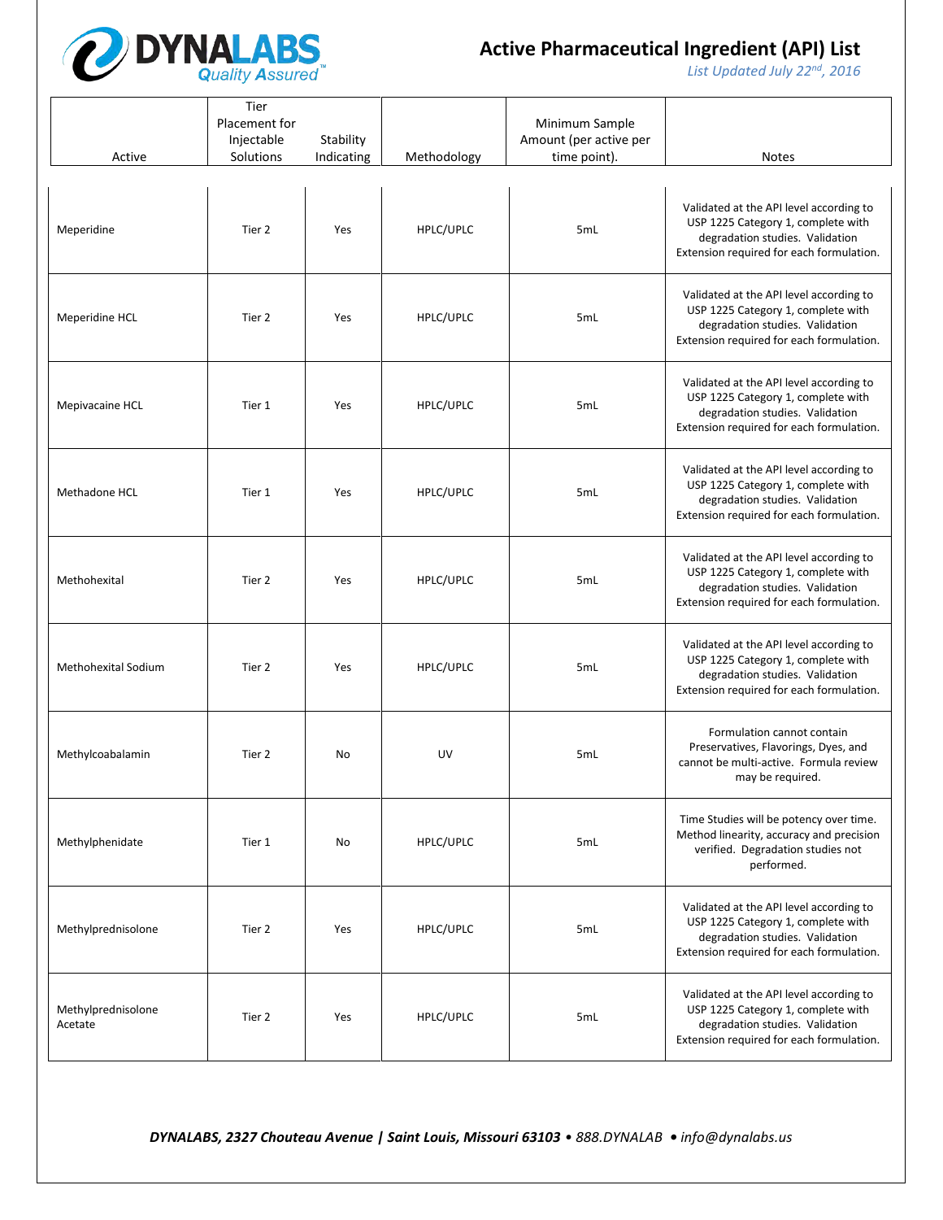# Active Pharmaceutical Ingredient (API) List

*List Updated July 22nd, 2016*

| Active | Tier Placement for Injectable Solutions | Stability Indicating | Methodology | Minimum Sample Amount (per active per time point). | Notes |
|---|---|---|---|---|---|
| Meperidine | Tier 2 | Yes | HPLC/UPLC | 5mL | Validated at the API level according to USP 1225 Category 1, complete with degradation studies. Validation Extension required for each formulation. |
| Meperidine HCL | Tier 2 | Yes | HPLC/UPLC | 5mL | Validated at the API level according to USP 1225 Category 1, complete with degradation studies. Validation Extension required for each formulation. |
| Mepivacaine HCL | Tier 1 | Yes | HPLC/UPLC | 5mL | Validated at the API level according to USP 1225 Category 1, complete with degradation studies. Validation Extension required for each formulation. |
| Methadone HCL | Tier 1 | Yes | HPLC/UPLC | 5mL | Validated at the API level according to USP 1225 Category 1, complete with degradation studies. Validation Extension required for each formulation. |
| Methohexital | Tier 2 | Yes | HPLC/UPLC | 5mL | Validated at the API level according to USP 1225 Category 1, complete with degradation studies. Validation Extension required for each formulation. |
| Methohexital Sodium | Tier 2 | Yes | HPLC/UPLC | 5mL | Validated at the API level according to USP 1225 Category 1, complete with degradation studies. Validation Extension required for each formulation. |
| Methylcoabalamin | Tier 2 | No | UV | 5mL | Formulation cannot contain Preservatives, Flavorings, Dyes, and cannot be multi-active. Formula review may be required. |
| Methylphenidate | Tier 1 | No | HPLC/UPLC | 5mL | Time Studies will be potency over time. Method linearity, accuracy and precision verified. Degradation studies not performed. |
| Methylprednisolone | Tier 2 | Yes | HPLC/UPLC | 5mL | Validated at the API level according to USP 1225 Category 1, complete with degradation studies. Validation Extension required for each formulation. |
| Methylprednisolone Acetate | Tier 2 | Yes | HPLC/UPLC | 5mL | Validated at the API level according to USP 1225 Category 1, complete with degradation studies. Validation Extension required for each formulation. |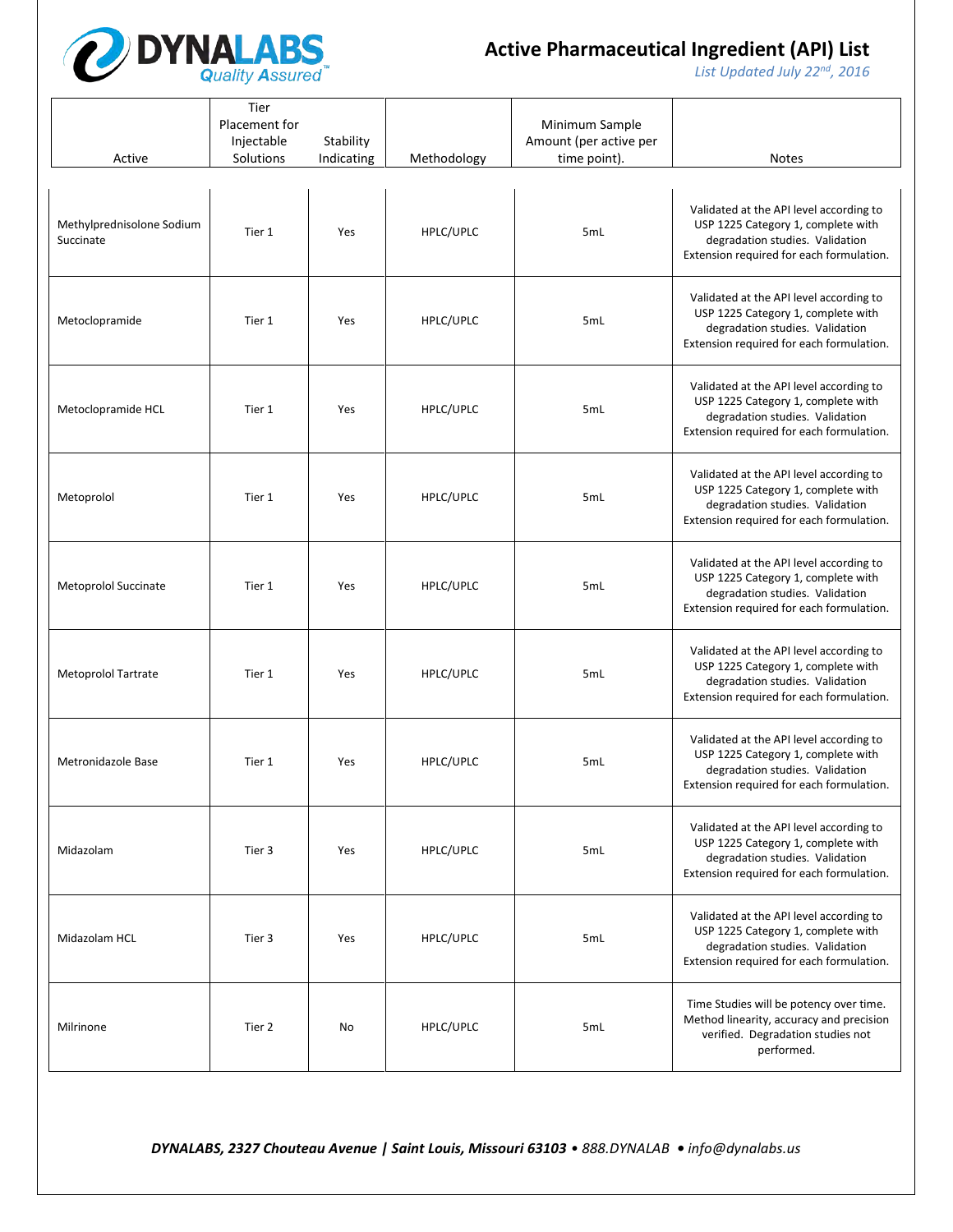# Active Pharmaceutical Ingredient (API) List

*List Updated July 22nd, 2016*

| Active | Tier Placement for Injectable Solutions | Stability Indicating | Methodology | Minimum Sample Amount (per active per time point). | Notes |
|---|---|---|---|---|---|
| Methylprednisolone Sodium Succinate | Tier 1 | Yes | HPLC/UPLC | 5mL | Validated at the API level according to USP 1225 Category 1, complete with degradation studies. Validation Extension required for each formulation. |
| Metoclopramide | Tier 1 | Yes | HPLC/UPLC | 5mL | Validated at the API level according to USP 1225 Category 1, complete with degradation studies. Validation Extension required for each formulation. |
| Metoclopramide HCL | Tier 1 | Yes | HPLC/UPLC | 5mL | Validated at the API level according to USP 1225 Category 1, complete with degradation studies. Validation Extension required for each formulation. |
| Metoprolol | Tier 1 | Yes | HPLC/UPLC | 5mL | Validated at the API level according to USP 1225 Category 1, complete with degradation studies. Validation Extension required for each formulation. |
| Metoprolol Succinate | Tier 1 | Yes | HPLC/UPLC | 5mL | Validated at the API level according to USP 1225 Category 1, complete with degradation studies. Validation Extension required for each formulation. |
| Metoprolol Tartrate | Tier 1 | Yes | HPLC/UPLC | 5mL | Validated at the API level according to USP 1225 Category 1, complete with degradation studies. Validation Extension required for each formulation. |
| Metronidazole Base | Tier 1 | Yes | HPLC/UPLC | 5mL | Validated at the API level according to USP 1225 Category 1, complete with degradation studies. Validation Extension required for each formulation. |
| Midazolam | Tier 3 | Yes | HPLC/UPLC | 5mL | Validated at the API level according to USP 1225 Category 1, complete with degradation studies. Validation Extension required for each formulation. |
| Midazolam HCL | Tier 3 | Yes | HPLC/UPLC | 5mL | Validated at the API level according to USP 1225 Category 1, complete with degradation studies. Validation Extension required for each formulation. |
| Milrinone | Tier 2 | No | HPLC/UPLC | 5mL | Time Studies will be potency over time. Method linearity, accuracy and precision verified. Degradation studies not performed. |

***DYNALABS, 2327 Chouteau Avenue | Saint Louis, Missouri 63103** • 888.DYNALAB • info@dynalabs.us*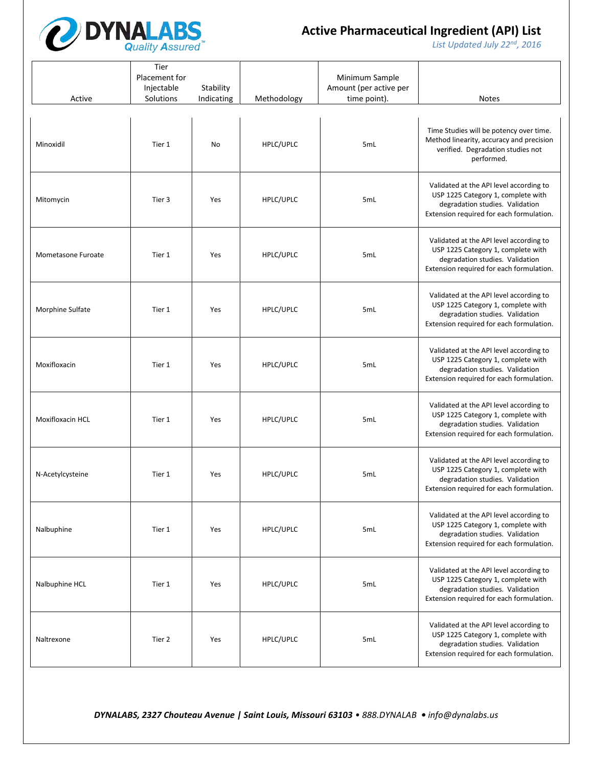# Active Pharmaceutical Ingredient (API) List

*List Updated July 22nd, 2016*

| Active | Tier Placement for Injectable Solutions | Stability Indicating | Methodology | Minimum Sample Amount (per active per time point). | Notes |
|---|---|---|---|---|---|
| Minoxidil | Tier 1 | No | HPLC/UPLC | 5mL | Time Studies will be potency over time. Method linearity, accuracy and precision verified. Degradation studies not performed. |
| Mitomycin | Tier 3 | Yes | HPLC/UPLC | 5mL | Validated at the API level according to USP 1225 Category 1, complete with degradation studies. Validation Extension required for each formulation. |
| Mometasone Furoate | Tier 1 | Yes | HPLC/UPLC | 5mL | Validated at the API level according to USP 1225 Category 1, complete with degradation studies. Validation Extension required for each formulation. |
| Morphine Sulfate | Tier 1 | Yes | HPLC/UPLC | 5mL | Validated at the API level according to USP 1225 Category 1, complete with degradation studies. Validation Extension required for each formulation. |
| Moxifloxacin | Tier 1 | Yes | HPLC/UPLC | 5mL | Validated at the API level according to USP 1225 Category 1, complete with degradation studies. Validation Extension required for each formulation. |
| Moxifloxacin HCL | Tier 1 | Yes | HPLC/UPLC | 5mL | Validated at the API level according to USP 1225 Category 1, complete with degradation studies. Validation Extension required for each formulation. |
| N-Acetylcysteine | Tier 1 | Yes | HPLC/UPLC | 5mL | Validated at the API level according to USP 1225 Category 1, complete with degradation studies. Validation Extension required for each formulation. |
| Nalbuphine | Tier 1 | Yes | HPLC/UPLC | 5mL | Validated at the API level according to USP 1225 Category 1, complete with degradation studies. Validation Extension required for each formulation. |
| Nalbuphine HCL | Tier 1 | Yes | HPLC/UPLC | 5mL | Validated at the API level according to USP 1225 Category 1, complete with degradation studies. Validation Extension required for each formulation. |
| Naltrexone | Tier 2 | Yes | HPLC/UPLC | 5mL | Validated at the API level according to USP 1225 Category 1, complete with degradation studies. Validation Extension required for each formulation. |

***DYNALABS, 2327 Chouteau Avenue | Saint Louis, Missouri 63103** • 888.DYNALAB • info@dynalabs.us*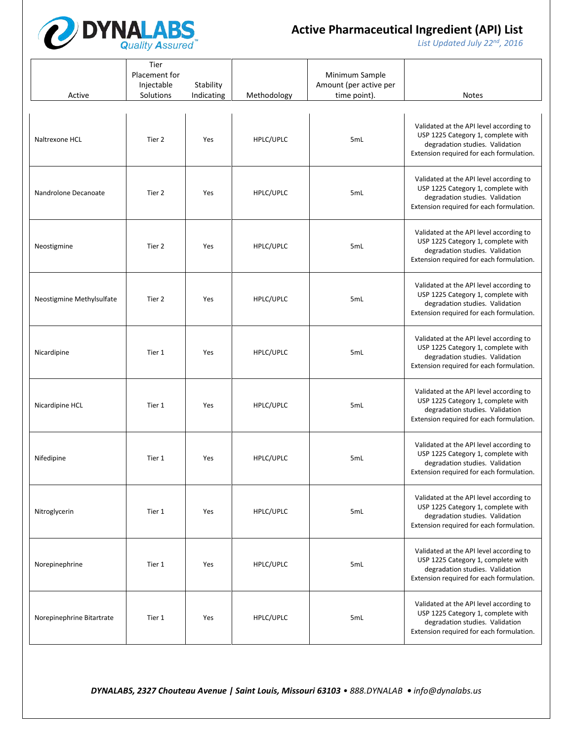# Active Pharmaceutical Ingredient (API) List

*List Updated July 22nd, 2016*

| Active | Tier Placement for Injectable Solutions | Stability Indicating | Methodology | Minimum Sample Amount (per active per time point). | Notes |
|---|---|---|---|---|---|
| Naltrexone HCL | Tier 2 | Yes | HPLC/UPLC | 5mL | Validated at the API level according to USP 1225 Category 1, complete with degradation studies. Validation Extension required for each formulation. |
| Nandrolone Decanoate | Tier 2 | Yes | HPLC/UPLC | 5mL | Validated at the API level according to USP 1225 Category 1, complete with degradation studies. Validation Extension required for each formulation. |
| Neostigmine | Tier 2 | Yes | HPLC/UPLC | 5mL | Validated at the API level according to USP 1225 Category 1, complete with degradation studies. Validation Extension required for each formulation. |
| Neostigmine Methylsulfate | Tier 2 | Yes | HPLC/UPLC | 5mL | Validated at the API level according to USP 1225 Category 1, complete with degradation studies. Validation Extension required for each formulation. |
| Nicardipine | Tier 1 | Yes | HPLC/UPLC | 5mL | Validated at the API level according to USP 1225 Category 1, complete with degradation studies. Validation Extension required for each formulation. |
| Nicardipine HCL | Tier 1 | Yes | HPLC/UPLC | 5mL | Validated at the API level according to USP 1225 Category 1, complete with degradation studies. Validation Extension required for each formulation. |
| Nifedipine | Tier 1 | Yes | HPLC/UPLC | 5mL | Validated at the API level according to USP 1225 Category 1, complete with degradation studies. Validation Extension required for each formulation. |
| Nitroglycerin | Tier 1 | Yes | HPLC/UPLC | 5mL | Validated at the API level according to USP 1225 Category 1, complete with degradation studies. Validation Extension required for each formulation. |
| Norepinephrine | Tier 1 | Yes | HPLC/UPLC | 5mL | Validated at the API level according to USP 1225 Category 1, complete with degradation studies. Validation Extension required for each formulation. |
| Norepinephrine Bitartrate | Tier 1 | Yes | HPLC/UPLC | 5mL | Validated at the API level according to USP 1225 Category 1, complete with degradation studies. Validation Extension required for each formulation. |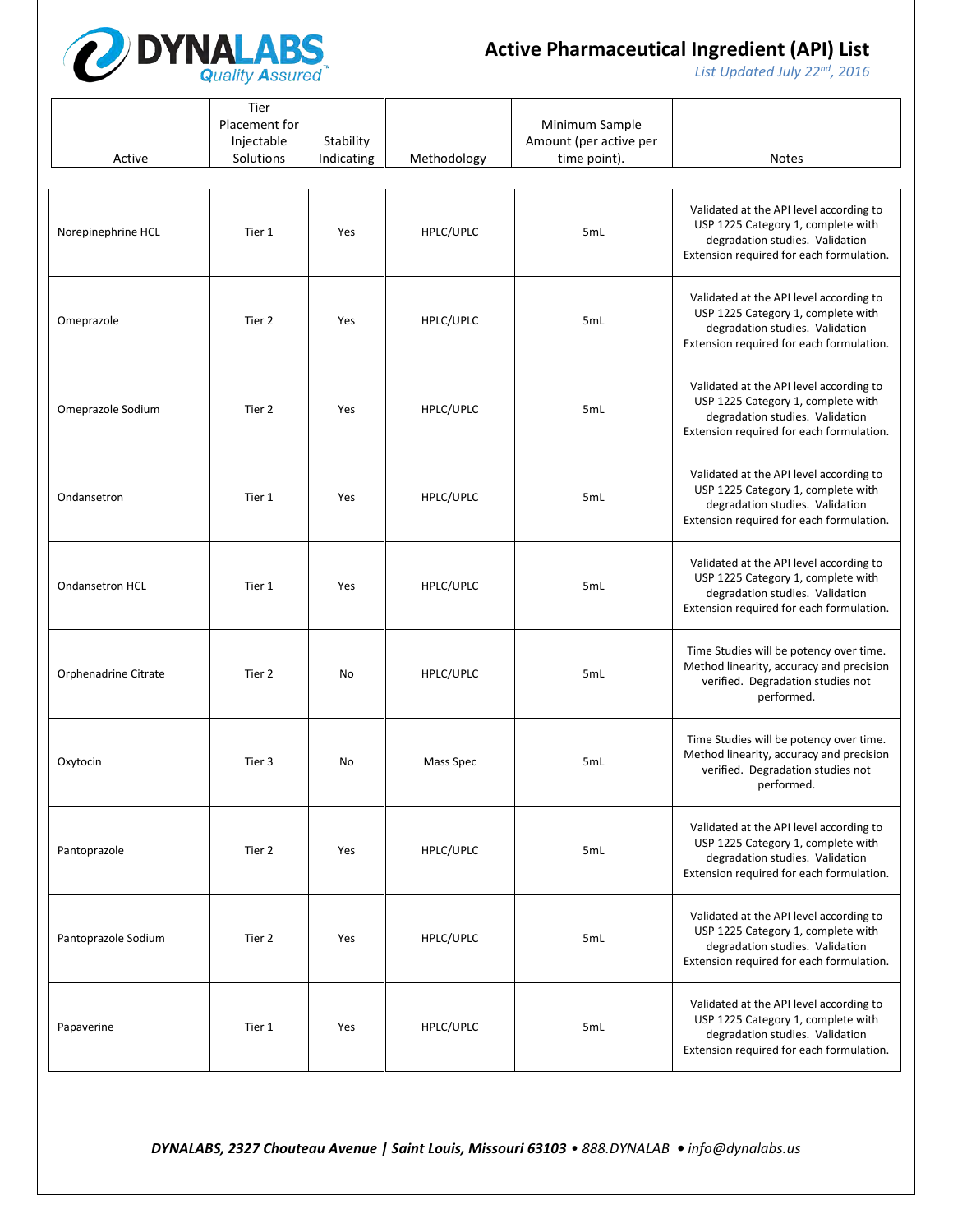# Active Pharmaceutical Ingredient (API) List

*List Updated July 22nd, 2016*

| Active | Tier Placement for Injectable Solutions | Stability Indicating | Methodology | Minimum Sample Amount (per active per time point). | Notes |
|---|---|---|---|---|---|
| Norepinephrine HCL | Tier 1 | Yes | HPLC/UPLC | 5mL | Validated at the API level according to USP 1225 Category 1, complete with degradation studies. Validation Extension required for each formulation. |
| Omeprazole | Tier 2 | Yes | HPLC/UPLC | 5mL | Validated at the API level according to USP 1225 Category 1, complete with degradation studies. Validation Extension required for each formulation. |
| Omeprazole Sodium | Tier 2 | Yes | HPLC/UPLC | 5mL | Validated at the API level according to USP 1225 Category 1, complete with degradation studies. Validation Extension required for each formulation. |
| Ondansetron | Tier 1 | Yes | HPLC/UPLC | 5mL | Validated at the API level according to USP 1225 Category 1, complete with degradation studies. Validation Extension required for each formulation. |
| Ondansetron HCL | Tier 1 | Yes | HPLC/UPLC | 5mL | Validated at the API level according to USP 1225 Category 1, complete with degradation studies. Validation Extension required for each formulation. |
| Orphenadrine Citrate | Tier 2 | No | HPLC/UPLC | 5mL | Time Studies will be potency over time. Method linearity, accuracy and precision verified. Degradation studies not performed. |
| Oxytocin | Tier 3 | No | Mass Spec | 5mL | Time Studies will be potency over time. Method linearity, accuracy and precision verified. Degradation studies not performed. |
| Pantoprazole | Tier 2 | Yes | HPLC/UPLC | 5mL | Validated at the API level according to USP 1225 Category 1, complete with degradation studies. Validation Extension required for each formulation. |
| Pantoprazole Sodium | Tier 2 | Yes | HPLC/UPLC | 5mL | Validated at the API level according to USP 1225 Category 1, complete with degradation studies. Validation Extension required for each formulation. |
| Papaverine | Tier 1 | Yes | HPLC/UPLC | 5mL | Validated at the API level according to USP 1225 Category 1, complete with degradation studies. Validation Extension required for each formulation. |

***DYNALABS, 2327 Chouteau Avenue | Saint Louis, Missouri 63103** • 888.DYNALAB • info@dynalabs.us*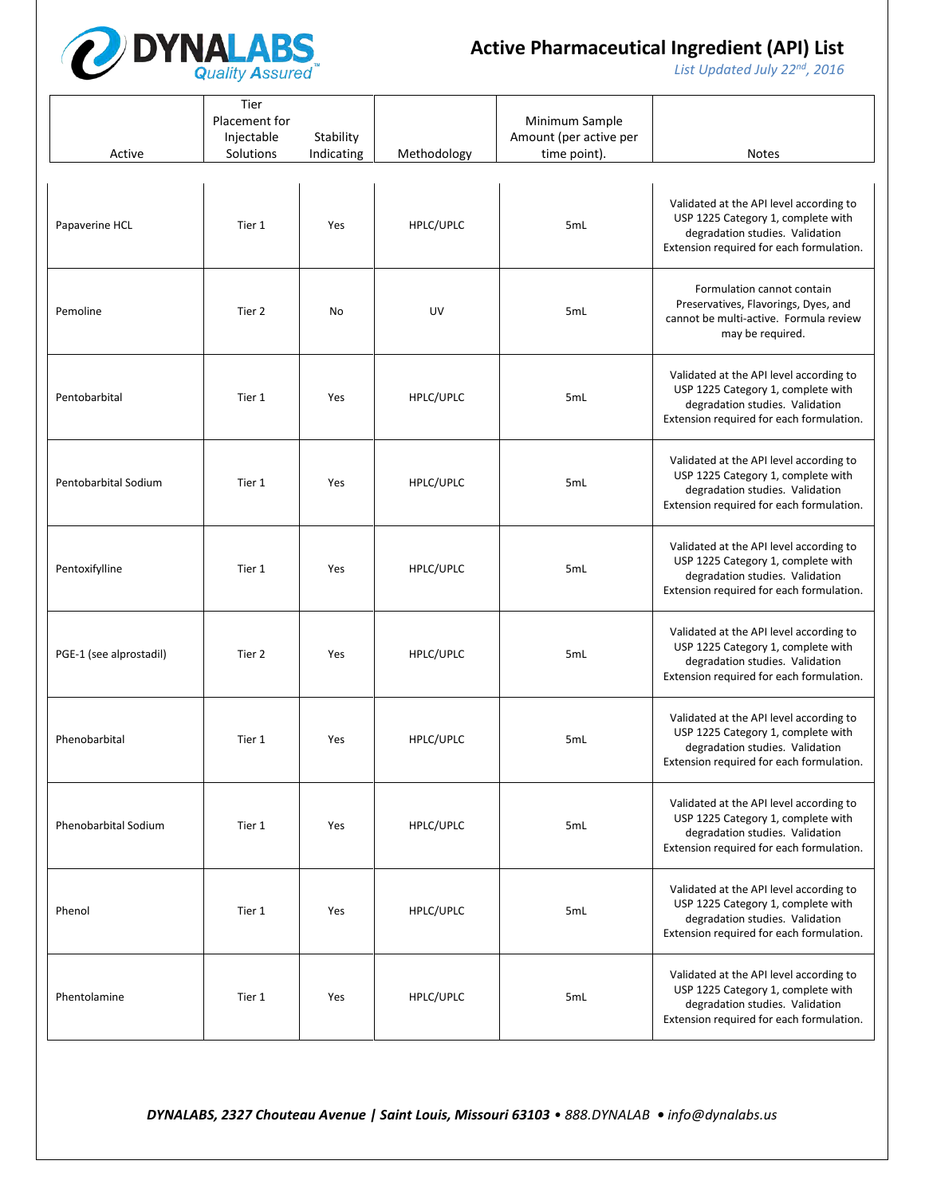# Active Pharmaceutical Ingredient (API) List

*List Updated July 22nd, 2016*

| Active | Tier Placement for Injectable Solutions | Stability Indicating | Methodology | Minimum Sample Amount (per active per time point). | Notes |
|---|---|---|---|---|---|
| Papaverine HCL | Tier 1 | Yes | HPLC/UPLC | 5mL | Validated at the API level according to USP 1225 Category 1, complete with degradation studies. Validation Extension required for each formulation. |
| Pemoline | Tier 2 | No | UV | 5mL | Formulation cannot contain Preservatives, Flavorings, Dyes, and cannot be multi-active. Formula review may be required. |
| Pentobarbital | Tier 1 | Yes | HPLC/UPLC | 5mL | Validated at the API level according to USP 1225 Category 1, complete with degradation studies. Validation Extension required for each formulation. |
| Pentobarbital Sodium | Tier 1 | Yes | HPLC/UPLC | 5mL | Validated at the API level according to USP 1225 Category 1, complete with degradation studies. Validation Extension required for each formulation. |
| Pentoxifylline | Tier 1 | Yes | HPLC/UPLC | 5mL | Validated at the API level according to USP 1225 Category 1, complete with degradation studies. Validation Extension required for each formulation. |
| PGE-1 (see alprostadil) | Tier 2 | Yes | HPLC/UPLC | 5mL | Validated at the API level according to USP 1225 Category 1, complete with degradation studies. Validation Extension required for each formulation. |
| Phenobarbital | Tier 1 | Yes | HPLC/UPLC | 5mL | Validated at the API level according to USP 1225 Category 1, complete with degradation studies. Validation Extension required for each formulation. |
| Phenobarbital Sodium | Tier 1 | Yes | HPLC/UPLC | 5mL | Validated at the API level according to USP 1225 Category 1, complete with degradation studies. Validation Extension required for each formulation. |
| Phenol | Tier 1 | Yes | HPLC/UPLC | 5mL | Validated at the API level according to USP 1225 Category 1, complete with degradation studies. Validation Extension required for each formulation. |
| Phentolamine | Tier 1 | Yes | HPLC/UPLC | 5mL | Validated at the API level according to USP 1225 Category 1, complete with degradation studies. Validation Extension required for each formulation. |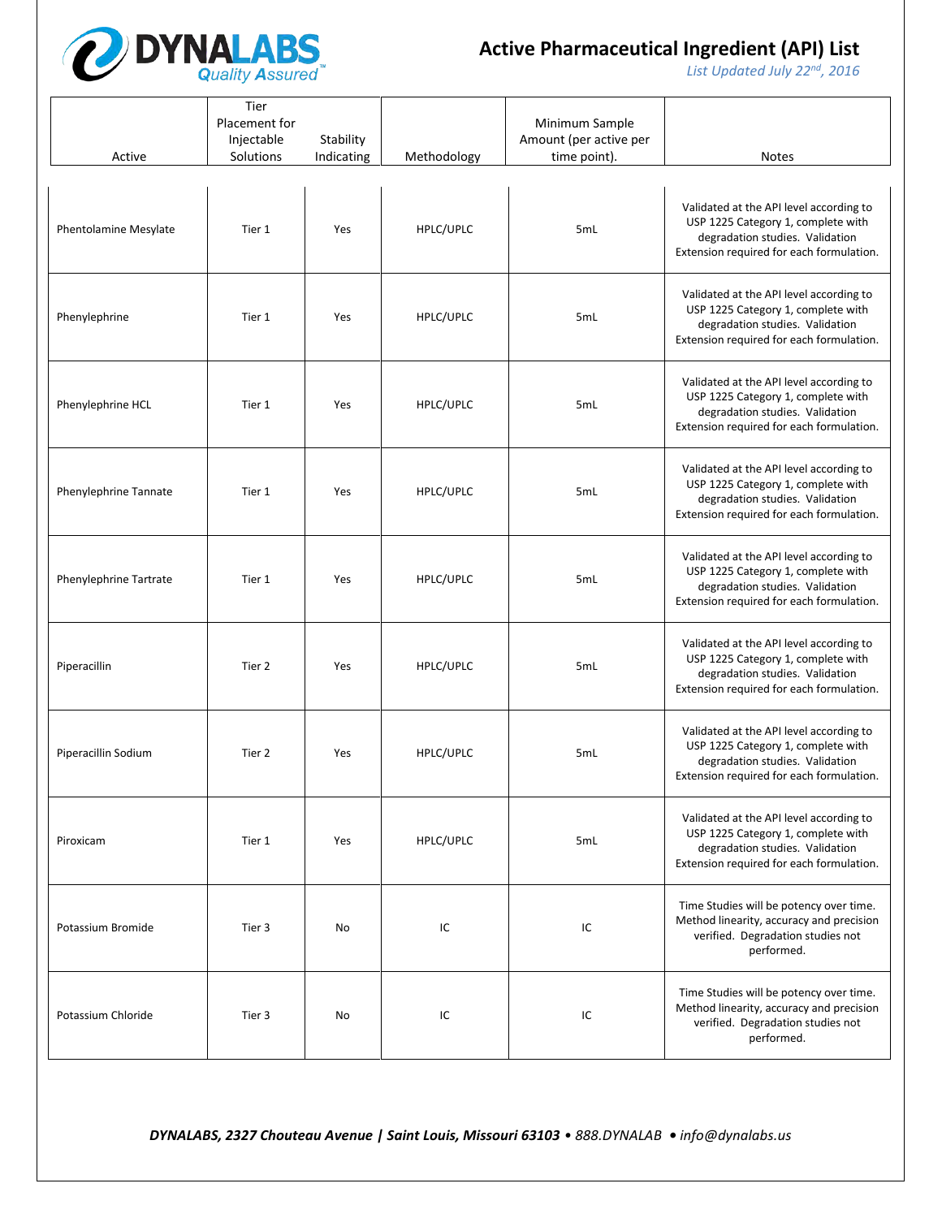# Active Pharmaceutical Ingredient (API) List

*List Updated July 22nd, 2016*

| Active | Tier Placement for Injectable Solutions | Stability Indicating | Methodology | Minimum Sample Amount (per active per time point). | Notes |
|---|---|---|---|---|---|
| Phentolamine Mesylate | Tier 1 | Yes | HPLC/UPLC | 5mL | Validated at the API level according to USP 1225 Category 1, complete with degradation studies. Validation Extension required for each formulation. |
| Phenylephrine | Tier 1 | Yes | HPLC/UPLC | 5mL | Validated at the API level according to USP 1225 Category 1, complete with degradation studies. Validation Extension required for each formulation. |
| Phenylephrine HCL | Tier 1 | Yes | HPLC/UPLC | 5mL | Validated at the API level according to USP 1225 Category 1, complete with degradation studies. Validation Extension required for each formulation. |
| Phenylephrine Tannate | Tier 1 | Yes | HPLC/UPLC | 5mL | Validated at the API level according to USP 1225 Category 1, complete with degradation studies. Validation Extension required for each formulation. |
| Phenylephrine Tartrate | Tier 1 | Yes | HPLC/UPLC | 5mL | Validated at the API level according to USP 1225 Category 1, complete with degradation studies. Validation Extension required for each formulation. |
| Piperacillin | Tier 2 | Yes | HPLC/UPLC | 5mL | Validated at the API level according to USP 1225 Category 1, complete with degradation studies. Validation Extension required for each formulation. |
| Piperacillin Sodium | Tier 2 | Yes | HPLC/UPLC | 5mL | Validated at the API level according to USP 1225 Category 1, complete with degradation studies. Validation Extension required for each formulation. |
| Piroxicam | Tier 1 | Yes | HPLC/UPLC | 5mL | Validated at the API level according to USP 1225 Category 1, complete with degradation studies. Validation Extension required for each formulation. |
| Potassium Bromide | Tier 3 | No | IC | IC | Time Studies will be potency over time. Method linearity, accuracy and precision verified. Degradation studies not performed. |
| Potassium Chloride | Tier 3 | No | IC | IC | Time Studies will be potency over time. Method linearity, accuracy and precision verified. Degradation studies not performed. |

*DYNALABS, 2327 Chouteau Avenue | Saint Louis, Missouri 63103 • 888.DYNALAB • info@dynalabs.us*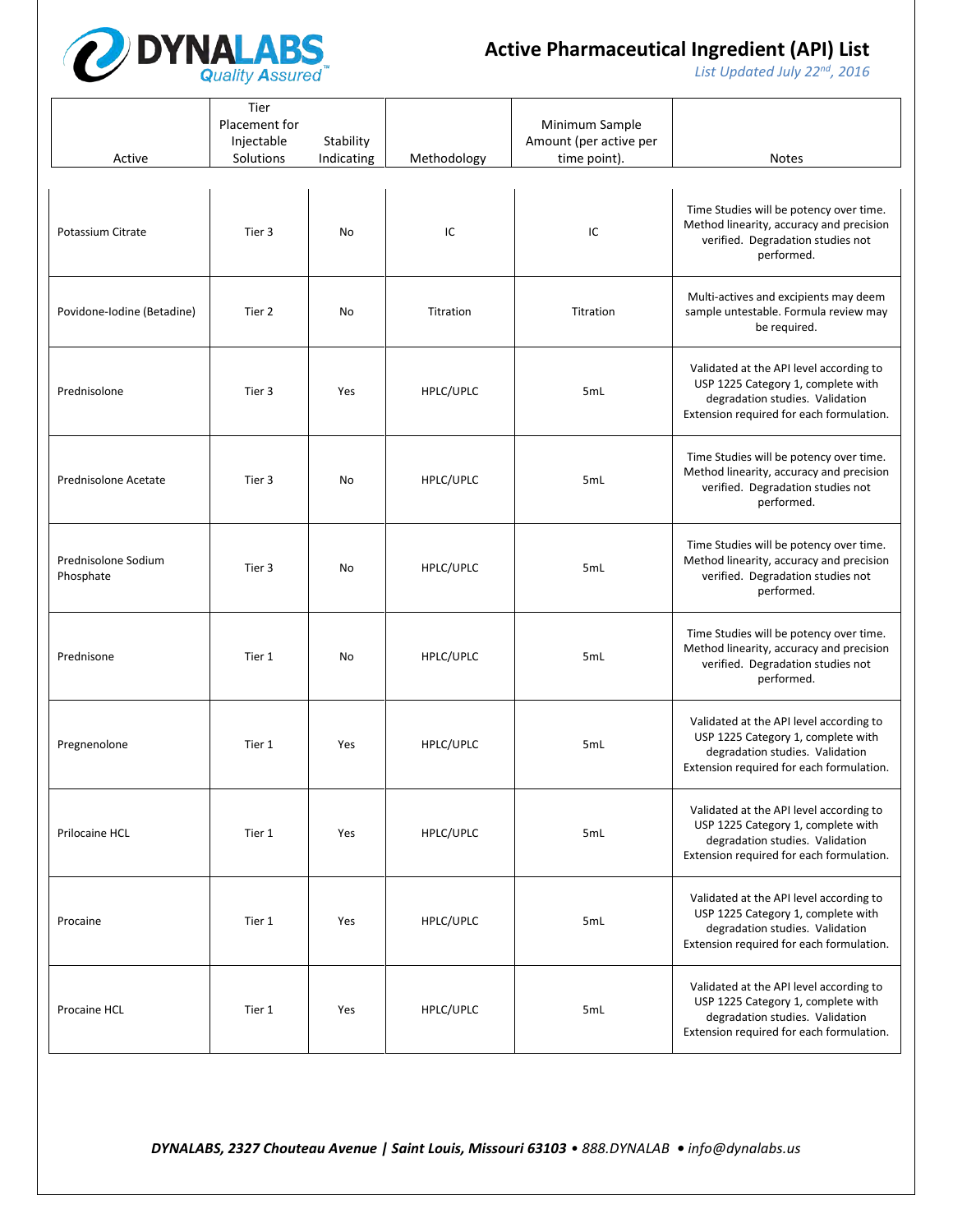# Active Pharmaceutical Ingredient (API) List

*List Updated July 22nd, 2016*

| Active | Tier Placement for Injectable Solutions | Stability Indicating | Methodology | Minimum Sample Amount (per active per time point). | Notes |
|---|---|---|---|---|---|
| Potassium Citrate | Tier 3 | No | IC | IC | Time Studies will be potency over time. Method linearity, accuracy and precision verified. Degradation studies not performed. |
| Povidone-Iodine (Betadine) | Tier 2 | No | Titration | Titration | Multi-actives and excipients may deem sample untestable. Formula review may be required. |
| Prednisolone | Tier 3 | Yes | HPLC/UPLC | 5mL | Validated at the API level according to USP 1225 Category 1, complete with degradation studies. Validation Extension required for each formulation. |
| Prednisolone Acetate | Tier 3 | No | HPLC/UPLC | 5mL | Time Studies will be potency over time. Method linearity, accuracy and precision verified. Degradation studies not performed. |
| Prednisolone Sodium Phosphate | Tier 3 | No | HPLC/UPLC | 5mL | Time Studies will be potency over time. Method linearity, accuracy and precision verified. Degradation studies not performed. |
| Prednisone | Tier 1 | No | HPLC/UPLC | 5mL | Time Studies will be potency over time. Method linearity, accuracy and precision verified. Degradation studies not performed. |
| Pregnenolone | Tier 1 | Yes | HPLC/UPLC | 5mL | Validated at the API level according to USP 1225 Category 1, complete with degradation studies. Validation Extension required for each formulation. |
| Prilocaine HCL | Tier 1 | Yes | HPLC/UPLC | 5mL | Validated at the API level according to USP 1225 Category 1, complete with degradation studies. Validation Extension required for each formulation. |
| Procaine | Tier 1 | Yes | HPLC/UPLC | 5mL | Validated at the API level according to USP 1225 Category 1, complete with degradation studies. Validation Extension required for each formulation. |
| Procaine HCL | Tier 1 | Yes | HPLC/UPLC | 5mL | Validated at the API level according to USP 1225 Category 1, complete with degradation studies. Validation Extension required for each formulation. |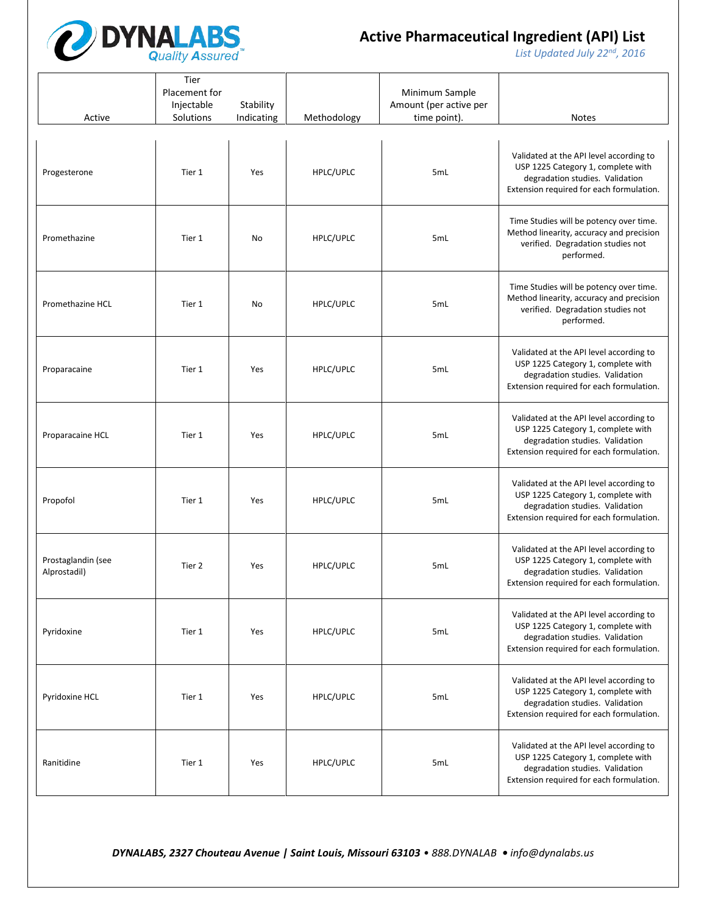# Active Pharmaceutical Ingredient (API) List

*List Updated July 22nd, 2016*

| Active | Tier Placement for Injectable Solutions | Stability Indicating | Methodology | Minimum Sample Amount (per active per time point). | Notes |
|---|---|---|---|---|---|
| Progesterone | Tier 1 | Yes | HPLC/UPLC | 5mL | Validated at the API level according to USP 1225 Category 1, complete with degradation studies. Validation Extension required for each formulation. |
| Promethazine | Tier 1 | No | HPLC/UPLC | 5mL | Time Studies will be potency over time. Method linearity, accuracy and precision verified. Degradation studies not performed. |
| Promethazine HCL | Tier 1 | No | HPLC/UPLC | 5mL | Time Studies will be potency over time. Method linearity, accuracy and precision verified. Degradation studies not performed. |
| Proparacaine | Tier 1 | Yes | HPLC/UPLC | 5mL | Validated at the API level according to USP 1225 Category 1, complete with degradation studies. Validation Extension required for each formulation. |
| Proparacaine HCL | Tier 1 | Yes | HPLC/UPLC | 5mL | Validated at the API level according to USP 1225 Category 1, complete with degradation studies. Validation Extension required for each formulation. |
| Propofol | Tier 1 | Yes | HPLC/UPLC | 5mL | Validated at the API level according to USP 1225 Category 1, complete with degradation studies. Validation Extension required for each formulation. |
| Prostaglandin (see Alprostadil) | Tier 2 | Yes | HPLC/UPLC | 5mL | Validated at the API level according to USP 1225 Category 1, complete with degradation studies. Validation Extension required for each formulation. |
| Pyridoxine | Tier 1 | Yes | HPLC/UPLC | 5mL | Validated at the API level according to USP 1225 Category 1, complete with degradation studies. Validation Extension required for each formulation. |
| Pyridoxine HCL | Tier 1 | Yes | HPLC/UPLC | 5mL | Validated at the API level according to USP 1225 Category 1, complete with degradation studies. Validation Extension required for each formulation. |
| Ranitidine | Tier 1 | Yes | HPLC/UPLC | 5mL | Validated at the API level according to USP 1225 Category 1, complete with degradation studies. Validation Extension required for each formulation. |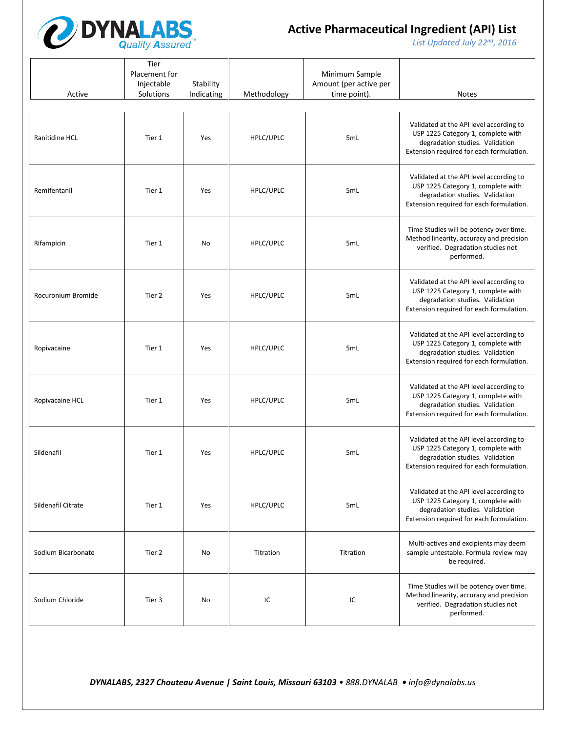# Active Pharmaceutical Ingredient (API) List

*List Updated July 22nd, 2016*

| Active | Tier Placement for Injectable Solutions | Stability Indicating | Methodology | Minimum Sample Amount (per active per time point). | Notes |
|---|---|---|---|---|---|
| Ranitidine HCL | Tier 1 | Yes | HPLC/UPLC | 5mL | Validated at the API level according to USP 1225 Category 1, complete with degradation studies. Validation Extension required for each formulation. |
| Remifentanil | Tier 1 | Yes | HPLC/UPLC | 5mL | Validated at the API level according to USP 1225 Category 1, complete with degradation studies. Validation Extension required for each formulation. |
| Rifampicin | Tier 1 | No | HPLC/UPLC | 5mL | Time Studies will be potency over time. Method linearity, accuracy and precision verified. Degradation studies not performed. |
| Rocuronium Bromide | Tier 2 | Yes | HPLC/UPLC | 5mL | Validated at the API level according to USP 1225 Category 1, complete with degradation studies. Validation Extension required for each formulation. |
| Ropivacaine | Tier 1 | Yes | HPLC/UPLC | 5mL | Validated at the API level according to USP 1225 Category 1, complete with degradation studies. Validation Extension required for each formulation. |
| Ropivacaine HCL | Tier 1 | Yes | HPLC/UPLC | 5mL | Validated at the API level according to USP 1225 Category 1, complete with degradation studies. Validation Extension required for each formulation. |
| Sildenafil | Tier 1 | Yes | HPLC/UPLC | 5mL | Validated at the API level according to USP 1225 Category 1, complete with degradation studies. Validation Extension required for each formulation. |
| Sildenafil Citrate | Tier 1 | Yes | HPLC/UPLC | 5mL | Validated at the API level according to USP 1225 Category 1, complete with degradation studies. Validation Extension required for each formulation. |
| Sodium Bicarbonate | Tier 2 | No | Titration | Titration | Multi-actives and excipients may deem sample untestable. Formula review may be required. |
| Sodium Chloride | Tier 3 | No | IC | IC | Time Studies will be potency over time. Method linearity, accuracy and precision verified. Degradation studies not performed. |

*DYNALABS, 2327 Chouteau Avenue | Saint Louis, Missouri 63103 • 888.DYNALAB • info@dynalabs.us*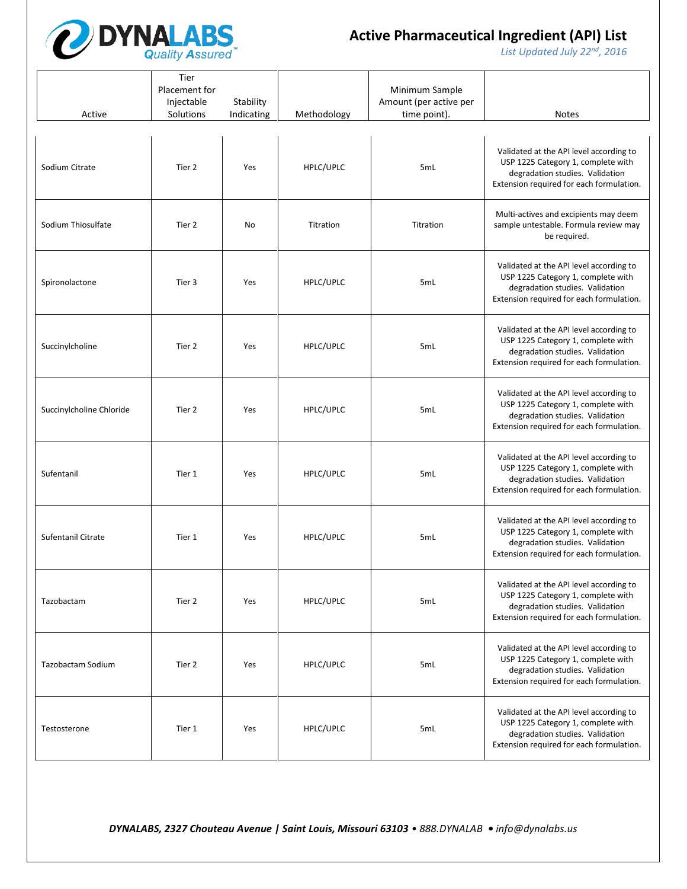# Active Pharmaceutical Ingredient (API) List

*List Updated July 22nd, 2016*

| Active | Tier Placement for Injectable Solutions | Stability Indicating | Methodology | Minimum Sample Amount (per active per time point). | Notes |
|---|---|---|---|---|---|
| Sodium Citrate | Tier 2 | Yes | HPLC/UPLC | 5mL | Validated at the API level according to USP 1225 Category 1, complete with degradation studies. Validation Extension required for each formulation. |
| Sodium Thiosulfate | Tier 2 | No | Titration | Titration | Multi-actives and excipients may deem sample untestable. Formula review may be required. |
| Spironolactone | Tier 3 | Yes | HPLC/UPLC | 5mL | Validated at the API level according to USP 1225 Category 1, complete with degradation studies. Validation Extension required for each formulation. |
| Succinylcholine | Tier 2 | Yes | HPLC/UPLC | 5mL | Validated at the API level according to USP 1225 Category 1, complete with degradation studies. Validation Extension required for each formulation. |
| Succinylcholine Chloride | Tier 2 | Yes | HPLC/UPLC | 5mL | Validated at the API level according to USP 1225 Category 1, complete with degradation studies. Validation Extension required for each formulation. |
| Sufentanil | Tier 1 | Yes | HPLC/UPLC | 5mL | Validated at the API level according to USP 1225 Category 1, complete with degradation studies. Validation Extension required for each formulation. |
| Sufentanil Citrate | Tier 1 | Yes | HPLC/UPLC | 5mL | Validated at the API level according to USP 1225 Category 1, complete with degradation studies. Validation Extension required for each formulation. |
| Tazobactam | Tier 2 | Yes | HPLC/UPLC | 5mL | Validated at the API level according to USP 1225 Category 1, complete with degradation studies. Validation Extension required for each formulation. |
| Tazobactam Sodium | Tier 2 | Yes | HPLC/UPLC | 5mL | Validated at the API level according to USP 1225 Category 1, complete with degradation studies. Validation Extension required for each formulation. |
| Testosterone | Tier 1 | Yes | HPLC/UPLC | 5mL | Validated at the API level according to USP 1225 Category 1, complete with degradation studies. Validation Extension required for each formulation. |

***DYNALABS, 2327 Chouteau Avenue | Saint Louis, Missouri 63103** • 888.DYNALAB • info@dynalabs.us*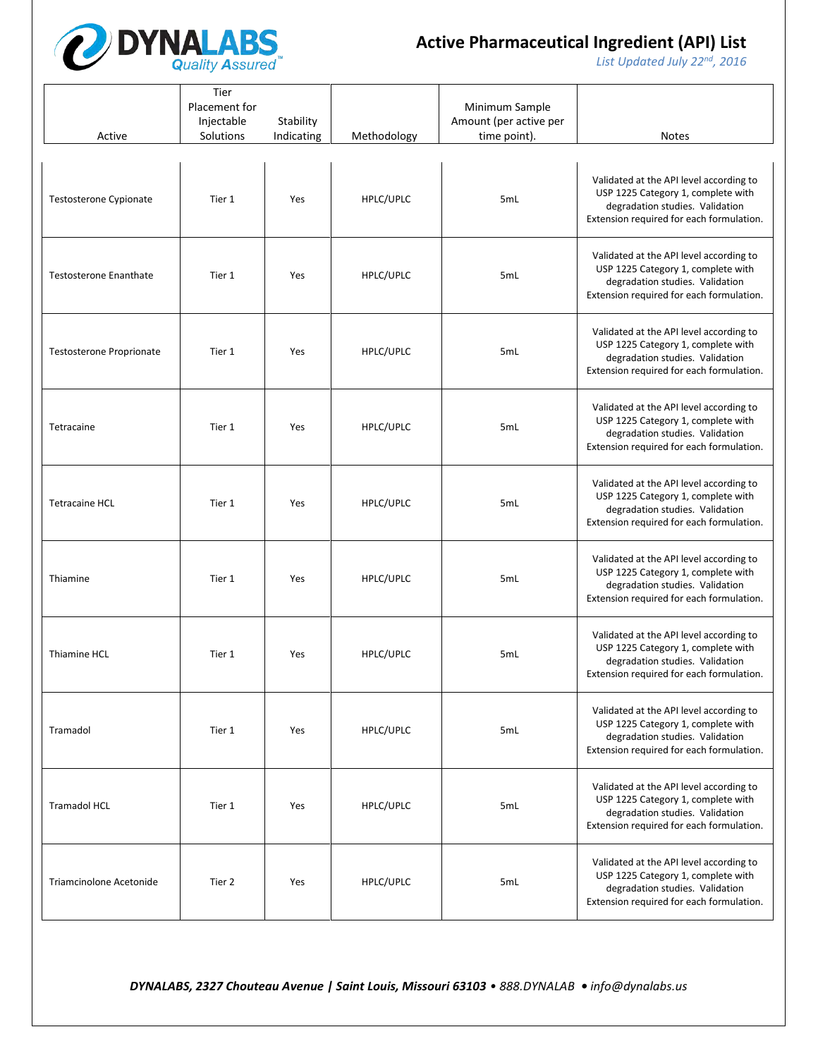# Active Pharmaceutical Ingredient (API) List

*List Updated July 22nd, 2016*

| Active | Tier Placement for Injectable Solutions | Stability Indicating | Methodology | Minimum Sample Amount (per active per time point). | Notes |
|---|---|---|---|---|---|
| Testosterone Cypionate | Tier 1 | Yes | HPLC/UPLC | 5mL | Validated at the API level according to USP 1225 Category 1, complete with degradation studies. Validation Extension required for each formulation. |
| Testosterone Enanthate | Tier 1 | Yes | HPLC/UPLC | 5mL | Validated at the API level according to USP 1225 Category 1, complete with degradation studies. Validation Extension required for each formulation. |
| Testosterone Proprionate | Tier 1 | Yes | HPLC/UPLC | 5mL | Validated at the API level according to USP 1225 Category 1, complete with degradation studies. Validation Extension required for each formulation. |
| Tetracaine | Tier 1 | Yes | HPLC/UPLC | 5mL | Validated at the API level according to USP 1225 Category 1, complete with degradation studies. Validation Extension required for each formulation. |
| Tetracaine HCL | Tier 1 | Yes | HPLC/UPLC | 5mL | Validated at the API level according to USP 1225 Category 1, complete with degradation studies. Validation Extension required for each formulation. |
| Thiamine | Tier 1 | Yes | HPLC/UPLC | 5mL | Validated at the API level according to USP 1225 Category 1, complete with degradation studies. Validation Extension required for each formulation. |
| Thiamine HCL | Tier 1 | Yes | HPLC/UPLC | 5mL | Validated at the API level according to USP 1225 Category 1, complete with degradation studies. Validation Extension required for each formulation. |
| Tramadol | Tier 1 | Yes | HPLC/UPLC | 5mL | Validated at the API level according to USP 1225 Category 1, complete with degradation studies. Validation Extension required for each formulation. |
| Tramadol HCL | Tier 1 | Yes | HPLC/UPLC | 5mL | Validated at the API level according to USP 1225 Category 1, complete with degradation studies. Validation Extension required for each formulation. |
| Triamcinolone Acetonide | Tier 2 | Yes | HPLC/UPLC | 5mL | Validated at the API level according to USP 1225 Category 1, complete with degradation studies. Validation Extension required for each formulation. |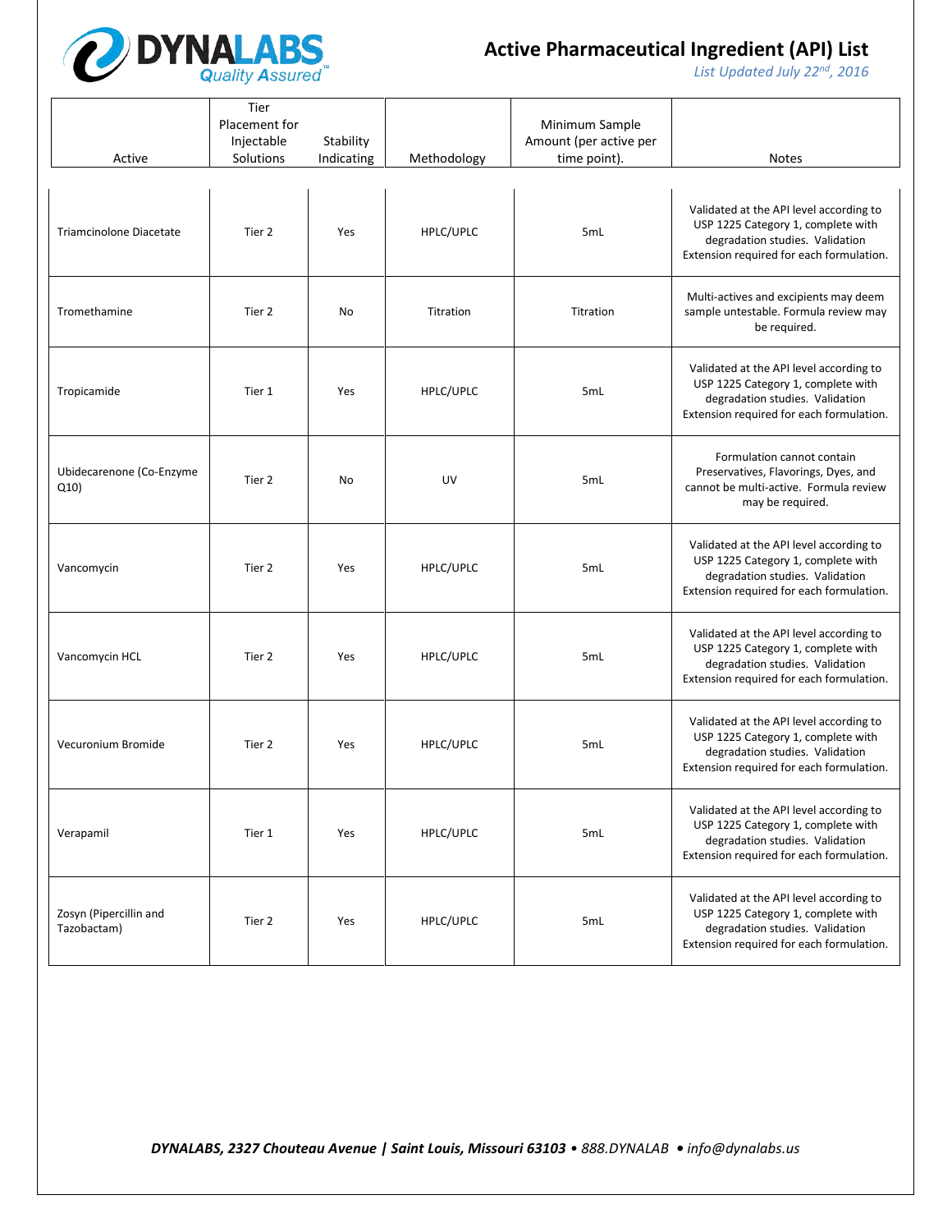# Active Pharmaceutical Ingredient (API) List

*List Updated July 22nd, 2016*

| Active | Tier Placement for Injectable Solutions | Stability Indicating | Methodology | Minimum Sample Amount (per active per time point). | Notes |
|---|---|---|---|---|---|
| Triamcinolone Diacetate | Tier 2 | Yes | HPLC/UPLC | 5mL | Validated at the API level according to USP 1225 Category 1, complete with degradation studies. Validation Extension required for each formulation. |
| Tromethamine | Tier 2 | No | Titration | Titration | Multi-actives and excipients may deem sample untestable. Formula review may be required. |
| Tropicamide | Tier 1 | Yes | HPLC/UPLC | 5mL | Validated at the API level according to USP 1225 Category 1, complete with degradation studies. Validation Extension required for each formulation. |
| Ubidecarenone (Co-Enzyme Q10) | Tier 2 | No | UV | 5mL | Formulation cannot contain Preservatives, Flavorings, Dyes, and cannot be multi-active. Formula review may be required. |
| Vancomycin | Tier 2 | Yes | HPLC/UPLC | 5mL | Validated at the API level according to USP 1225 Category 1, complete with degradation studies. Validation Extension required for each formulation. |
| Vancomycin HCL | Tier 2 | Yes | HPLC/UPLC | 5mL | Validated at the API level according to USP 1225 Category 1, complete with degradation studies. Validation Extension required for each formulation. |
| Vecuronium Bromide | Tier 2 | Yes | HPLC/UPLC | 5mL | Validated at the API level according to USP 1225 Category 1, complete with degradation studies. Validation Extension required for each formulation. |
| Verapamil | Tier 1 | Yes | HPLC/UPLC | 5mL | Validated at the API level according to USP 1225 Category 1, complete with degradation studies. Validation Extension required for each formulation. |
| Zosyn (Pipercillin and Tazobactam) | Tier 2 | Yes | HPLC/UPLC | 5mL | Validated at the API level according to USP 1225 Category 1, complete with degradation studies. Validation Extension required for each formulation. |

***DYNALABS, 2327 Chouteau Avenue | Saint Louis, Missouri 63103** • 888.DYNALAB • info@dynalabs.us*